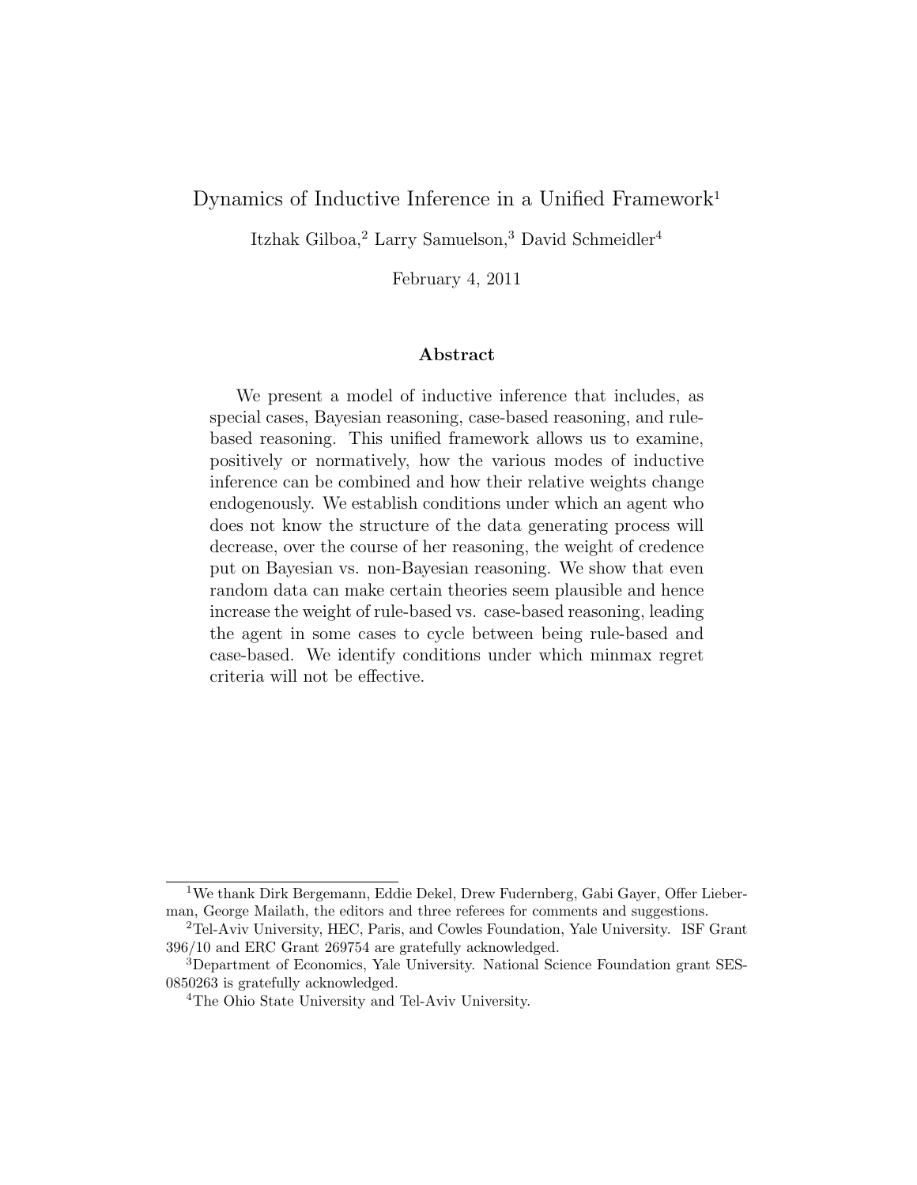# Dynamics of Inductive Inference in a Unified Framework[1]

Itzhak Gilboa,[2] Larry Samuelson,[3] David Schmeidler[4]

February 4, 2011

## Abstract

We present a model of inductive inference that includes, as special cases, Bayesian reasoning, case-based reasoning, and rule-based reasoning. This unified framework allows us to examine, positively or normatively, how the various modes of inductive inference can be combined and how their relative weights change endogenously. We establish conditions under which an agent who does not know the structure of the data generating process will decrease, over the course of her reasoning, the weight of credence put on Bayesian vs. non-Bayesian reasoning. We show that even random data can make certain theories seem plausible and hence increase the weight of rule-based vs. case-based reasoning, leading the agent in some cases to cycle between being rule-based and case-based. We identify conditions under which minmax regret criteria will not be effective.

---

[1] We thank Dirk Bergemann, Eddie Dekel, Drew Fudenberg, Gabi Gayer, Offer Lieberman, George Mailath, the editors and three referees for comments and suggestions.

[2] Tel-Aviv University, HEC, Paris, and Cowles Foundation, Yale University. ISF Grant 396/10 and ERC Grant 269754 are gratefully acknowledged.

[3] Department of Economics, Yale University. National Science Foundation grant SES-0850263 is gratefully acknowledged.

[4] The Ohio State University and Tel-Aviv University.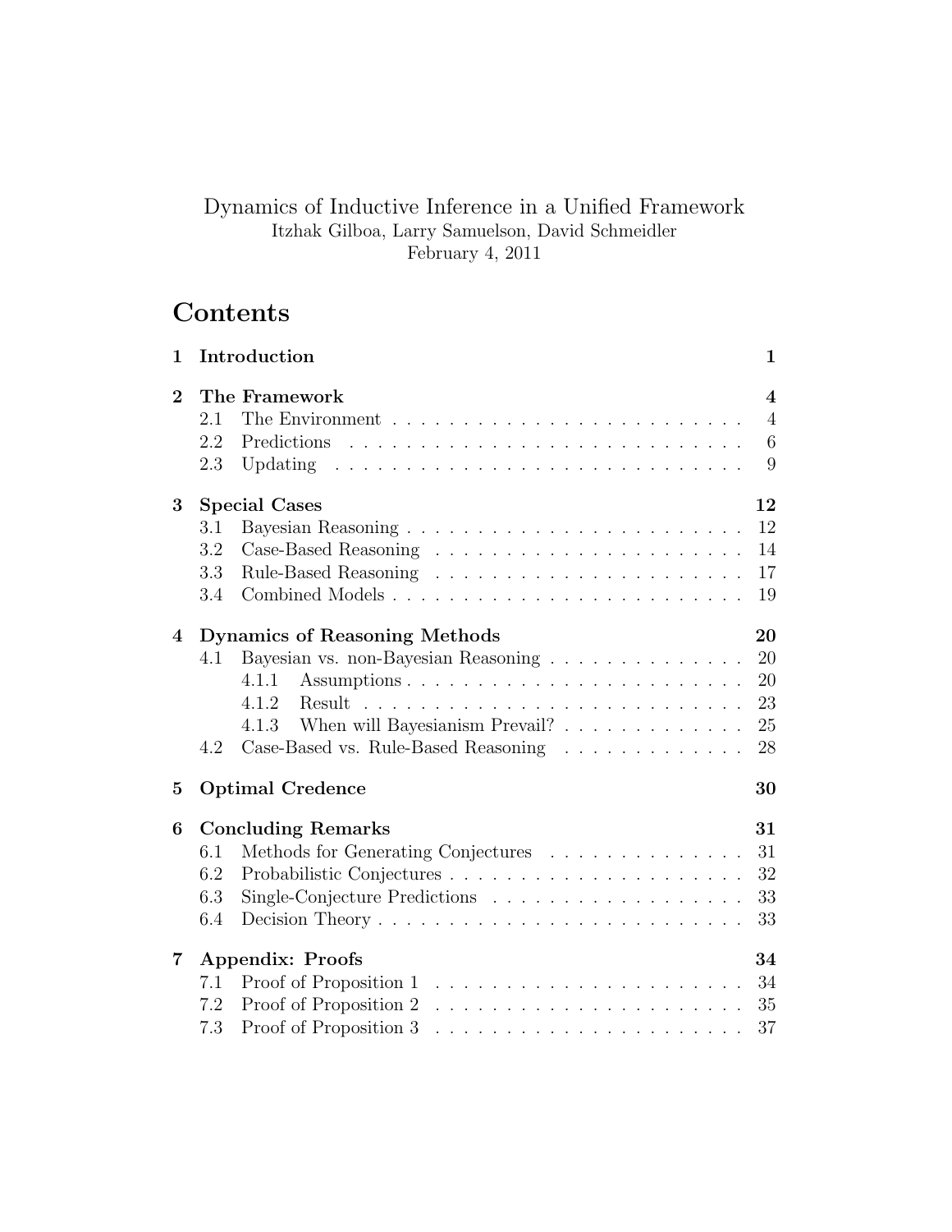Dynamics of Inductive Inference in a Unified Framework

Itzhak Gilboa, Larry Samuelson, David Schmeidler

February 4, 2011

# Contents

**1 Introduction** — 1

**2 The Framework** — 4
- 2.1 The Environment — 4
- 2.2 Predictions — 6
- 2.3 Updating — 9

**3 Special Cases** — 12
- 3.1 Bayesian Reasoning — 12
- 3.2 Case-Based Reasoning — 14
- 3.3 Rule-Based Reasoning — 17
- 3.4 Combined Models — 19

**4 Dynamics of Reasoning Methods** — 20
- 4.1 Bayesian vs. non-Bayesian Reasoning — 20
  - 4.1.1 Assumptions — 20
  - 4.1.2 Result — 23
  - 4.1.3 When will Bayesianism Prevail? — 25
- 4.2 Case-Based vs. Rule-Based Reasoning — 28

**5 Optimal Credence** — 30

**6 Concluding Remarks** — 31
- 6.1 Methods for Generating Conjectures — 31
- 6.2 Probabilistic Conjectures — 32
- 6.3 Single-Conjecture Predictions — 33
- 6.4 Decision Theory — 33

**7 Appendix: Proofs** — 34
- 7.1 Proof of Proposition 1 — 34
- 7.2 Proof of Proposition 2 — 35
- 7.3 Proof of Proposition 3 — 37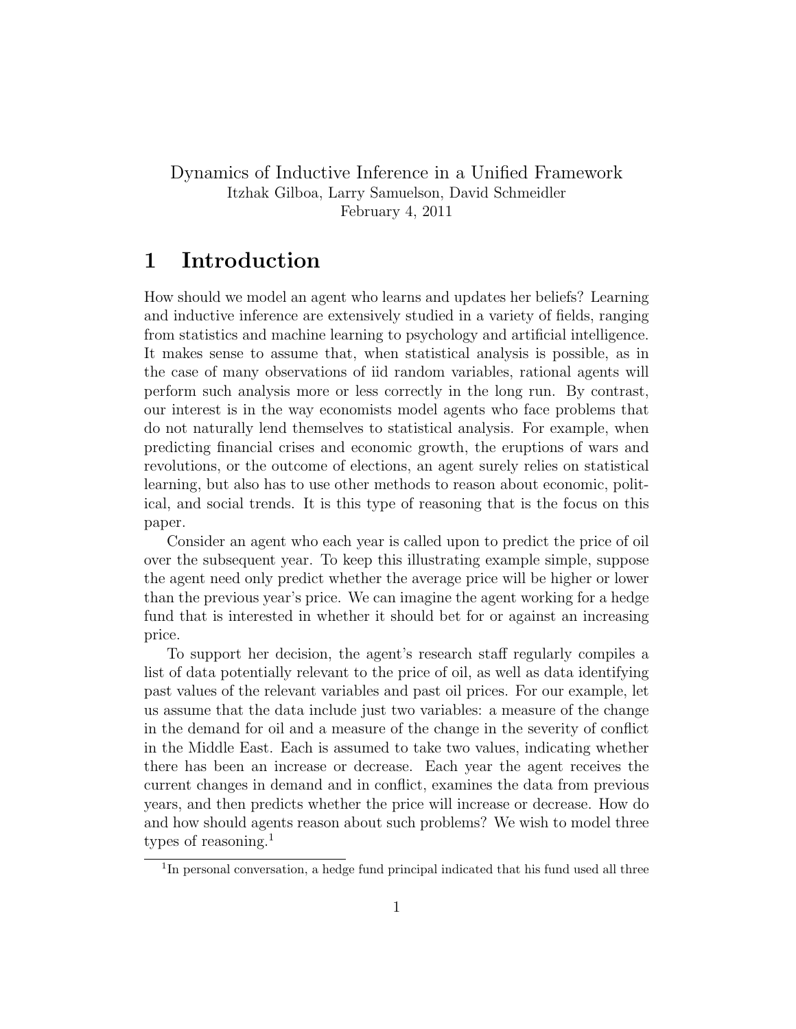Dynamics of Inductive Inference in a Unified Framework
Itzhak Gilboa, Larry Samuelson, David Schmeidler
February 4, 2011

# 1 Introduction

How should we model an agent who learns and updates her beliefs? Learning and inductive inference are extensively studied in a variety of fields, ranging from statistics and machine learning to psychology and artificial intelligence. It makes sense to assume that, when statistical analysis is possible, as in the case of many observations of iid random variables, rational agents will perform such analysis more or less correctly in the long run. By contrast, our interest is in the way economists model agents who face problems that do not naturally lend themselves to statistical analysis. For example, when predicting financial crises and economic growth, the eruptions of wars and revolutions, or the outcome of elections, an agent surely relies on statistical learning, but also has to use other methods to reason about economic, political, and social trends. It is this type of reasoning that is the focus on this paper.

Consider an agent who each year is called upon to predict the price of oil over the subsequent year. To keep this illustrating example simple, suppose the agent need only predict whether the average price will be higher or lower than the previous year's price. We can imagine the agent working for a hedge fund that is interested in whether it should bet for or against an increasing price.

To support her decision, the agent's research staff regularly compiles a list of data potentially relevant to the price of oil, as well as data identifying past values of the relevant variables and past oil prices. For our example, let us assume that the data include just two variables: a measure of the change in the demand for oil and a measure of the change in the severity of conflict in the Middle East. Each is assumed to take two values, indicating whether there has been an increase or decrease. Each year the agent receives the current changes in demand and in conflict, examines the data from previous years, and then predicts whether the price will increase or decrease. How do and how should agents reason about such problems? We wish to model three types of reasoning.[1]

[1] In personal conversation, a hedge fund principal indicated that his fund used all three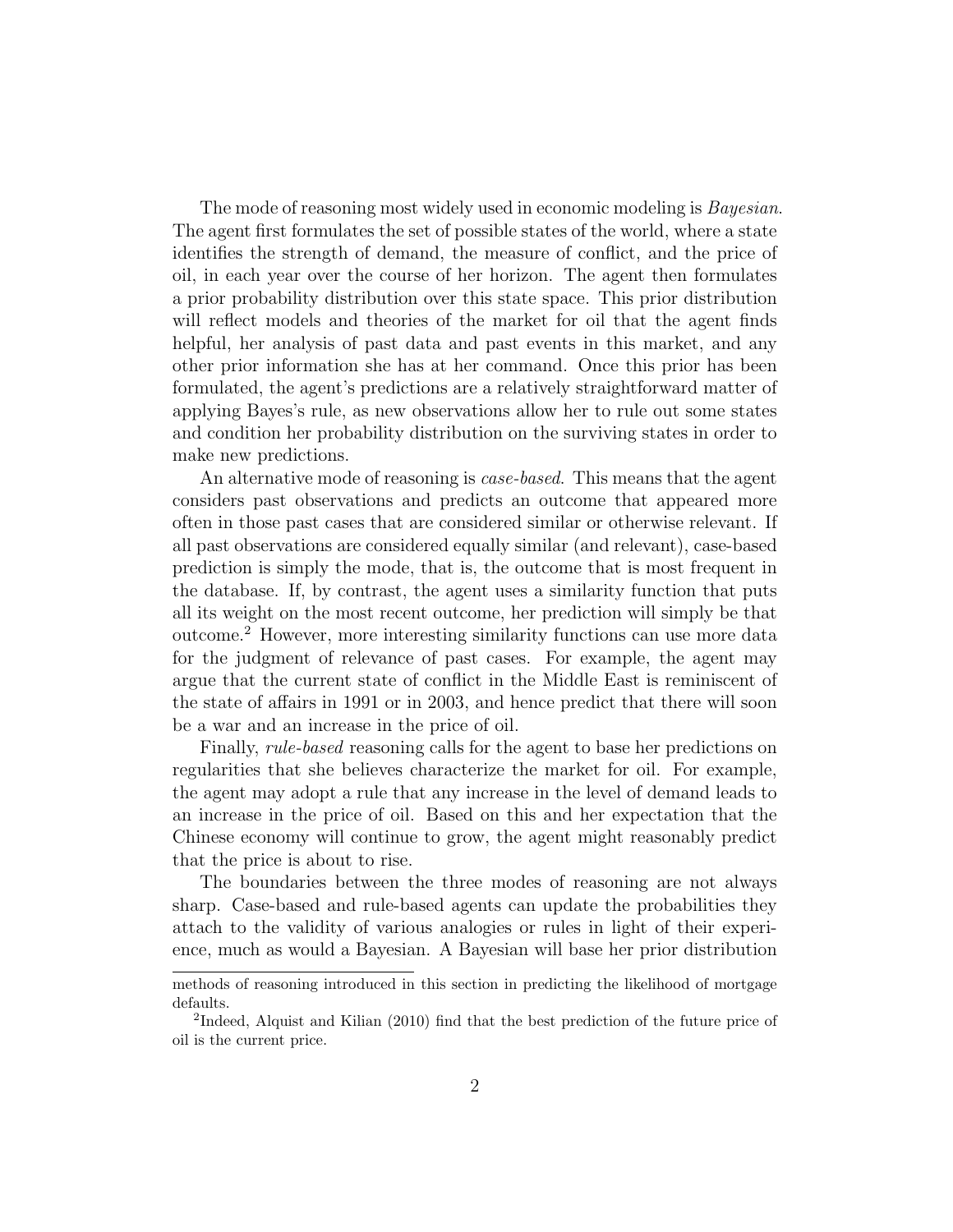The mode of reasoning most widely used in economic modeling is *Bayesian*. The agent first formulates the set of possible states of the world, where a state identifies the strength of demand, the measure of conflict, and the price of oil, in each year over the course of her horizon. The agent then formulates a prior probability distribution over this state space. This prior distribution will reflect models and theories of the market for oil that the agent finds helpful, her analysis of past data and past events in this market, and any other prior information she has at her command. Once this prior has been formulated, the agent's predictions are a relatively straightforward matter of applying Bayes's rule, as new observations allow her to rule out some states and condition her probability distribution on the surviving states in order to make new predictions.

An alternative mode of reasoning is *case-based*. This means that the agent considers past observations and predicts an outcome that appeared more often in those past cases that are considered similar or otherwise relevant. If all past observations are considered equally similar (and relevant), case-based prediction is simply the mode, that is, the outcome that is most frequent in the database. If, by contrast, the agent uses a similarity function that puts all its weight on the most recent outcome, her prediction will simply be that outcome.[2] However, more interesting similarity functions can use more data for the judgment of relevance of past cases. For example, the agent may argue that the current state of conflict in the Middle East is reminiscent of the state of affairs in 1991 or in 2003, and hence predict that there will soon be a war and an increase in the price of oil.

Finally, *rule-based* reasoning calls for the agent to base her predictions on regularities that she believes characterize the market for oil. For example, the agent may adopt a rule that any increase in the level of demand leads to an increase in the price of oil. Based on this and her expectation that the Chinese economy will continue to grow, the agent might reasonably predict that the price is about to rise.

The boundaries between the three modes of reasoning are not always sharp. Case-based and rule-based agents can update the probabilities they attach to the validity of various analogies or rules in light of their experience, much as would a Bayesian. A Bayesian will base her prior distribution

---

methods of reasoning introduced in this section in predicting the likelihood of mortgage defaults.

[2] Indeed, Alquist and Kilian (2010) find that the best prediction of the future price of oil is the current price.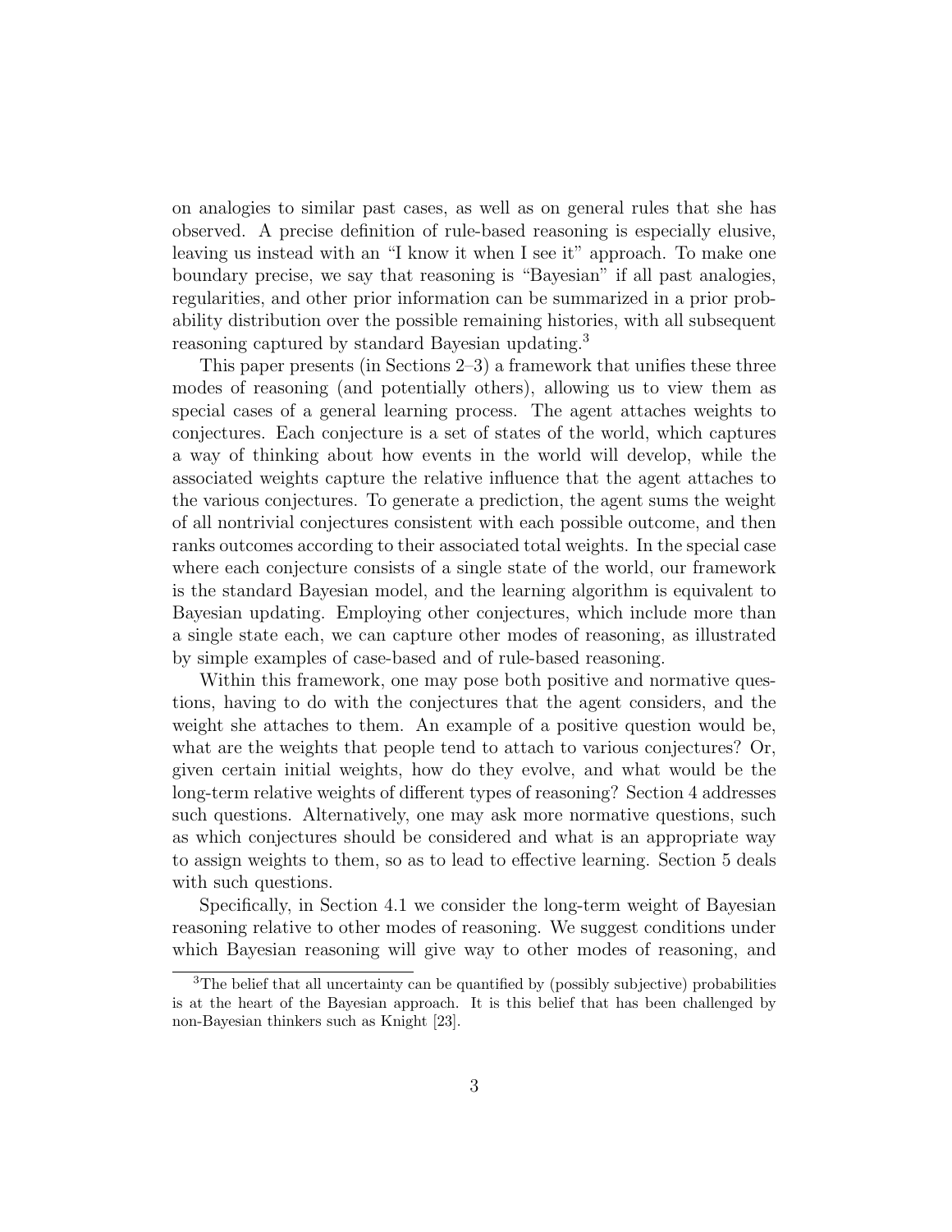on analogies to similar past cases, as well as on general rules that she has observed. A precise definition of rule-based reasoning is especially elusive, leaving us instead with an "I know it when I see it" approach. To make one boundary precise, we say that reasoning is "Bayesian" if all past analogies, regularities, and other prior information can be summarized in a prior probability distribution over the possible remaining histories, with all subsequent reasoning captured by standard Bayesian updating.[3]

This paper presents (in Sections 2–3) a framework that unifies these three modes of reasoning (and potentially others), allowing us to view them as special cases of a general learning process. The agent attaches weights to conjectures. Each conjecture is a set of states of the world, which captures a way of thinking about how events in the world will develop, while the associated weights capture the relative influence that the agent attaches to the various conjectures. To generate a prediction, the agent sums the weight of all nontrivial conjectures consistent with each possible outcome, and then ranks outcomes according to their associated total weights. In the special case where each conjecture consists of a single state of the world, our framework is the standard Bayesian model, and the learning algorithm is equivalent to Bayesian updating. Employing other conjectures, which include more than a single state each, we can capture other modes of reasoning, as illustrated by simple examples of case-based and of rule-based reasoning.

Within this framework, one may pose both positive and normative questions, having to do with the conjectures that the agent considers, and the weight she attaches to them. An example of a positive question would be, what are the weights that people tend to attach to various conjectures? Or, given certain initial weights, how do they evolve, and what would be the long-term relative weights of different types of reasoning? Section 4 addresses such questions. Alternatively, one may ask more normative questions, such as which conjectures should be considered and what is an appropriate way to assign weights to them, so as to lead to effective learning. Section 5 deals with such questions.

Specifically, in Section 4.1 we consider the long-term weight of Bayesian reasoning relative to other modes of reasoning. We suggest conditions under which Bayesian reasoning will give way to other modes of reasoning, and

[3] The belief that all uncertainty can be quantified by (possibly subjective) probabilities is at the heart of the Bayesian approach. It is this belief that has been challenged by non-Bayesian thinkers such as Knight [23].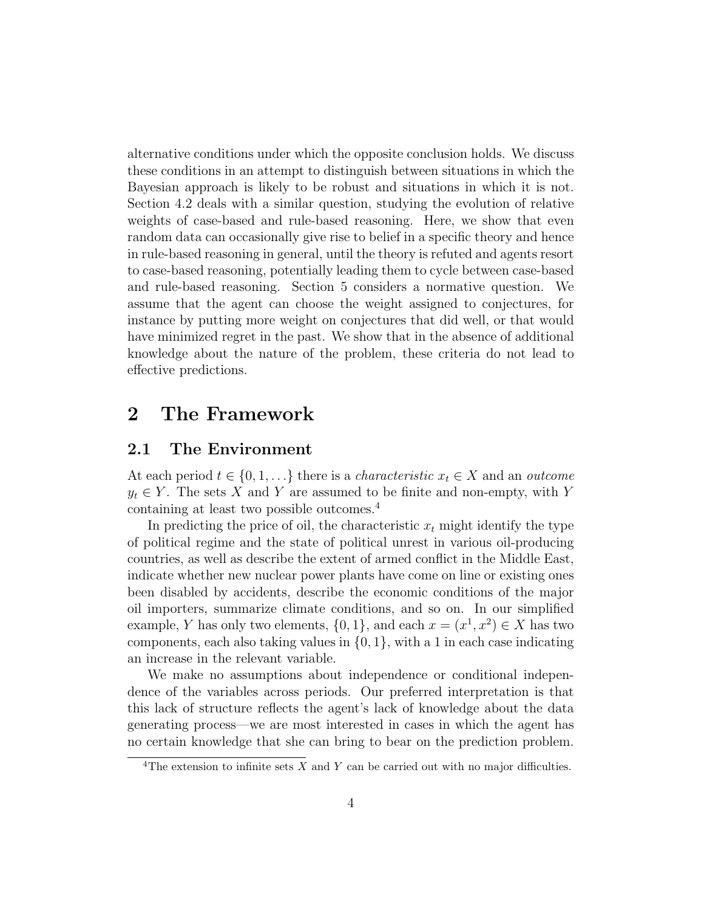alternative conditions under which the opposite conclusion holds. We discuss these conditions in an attempt to distinguish between situations in which the Bayesian approach is likely to be robust and situations in which it is not. Section 4.2 deals with a similar question, studying the evolution of relative weights of case-based and rule-based reasoning. Here, we show that even random data can occasionally give rise to belief in a specific theory and hence in rule-based reasoning in general, until the theory is refuted and agents resort to case-based reasoning, potentially leading them to cycle between case-based and rule-based reasoning. Section 5 considers a normative question. We assume that the agent can choose the weight assigned to conjectures, for instance by putting more weight on conjectures that did well, or that would have minimized regret in the past. We show that in the absence of additional knowledge about the nature of the problem, these criteria do not lead to effective predictions.

# 2 The Framework

## 2.1 The Environment

At each period $t \in \{0, 1, \ldots\}$ there is a *characteristic* $x_t \in X$ and an *outcome* $y_t \in Y$. The sets $X$ and $Y$ are assumed to be finite and non-empty, with $Y$ containing at least two possible outcomes.[4]

In predicting the price of oil, the characteristic $x_t$ might identify the type of political regime and the state of political unrest in various oil-producing countries, as well as describe the extent of armed conflict in the Middle East, indicate whether new nuclear power plants have come on line or existing ones been disabled by accidents, describe the economic conditions of the major oil importers, summarize climate conditions, and so on. In our simplified example, $Y$ has only two elements, $\{0, 1\}$, and each $x = (x^1, x^2) \in X$ has two components, each also taking values in $\{0, 1\}$, with a 1 in each case indicating an increase in the relevant variable.

We make no assumptions about independence or conditional independence of the variables across periods. Our preferred interpretation is that this lack of structure reflects the agent's lack of knowledge about the data generating process—we are most interested in cases in which the agent has no certain knowledge that she can bring to bear on the prediction problem.

[4] The extension to infinite sets $X$ and $Y$ can be carried out with no major difficulties.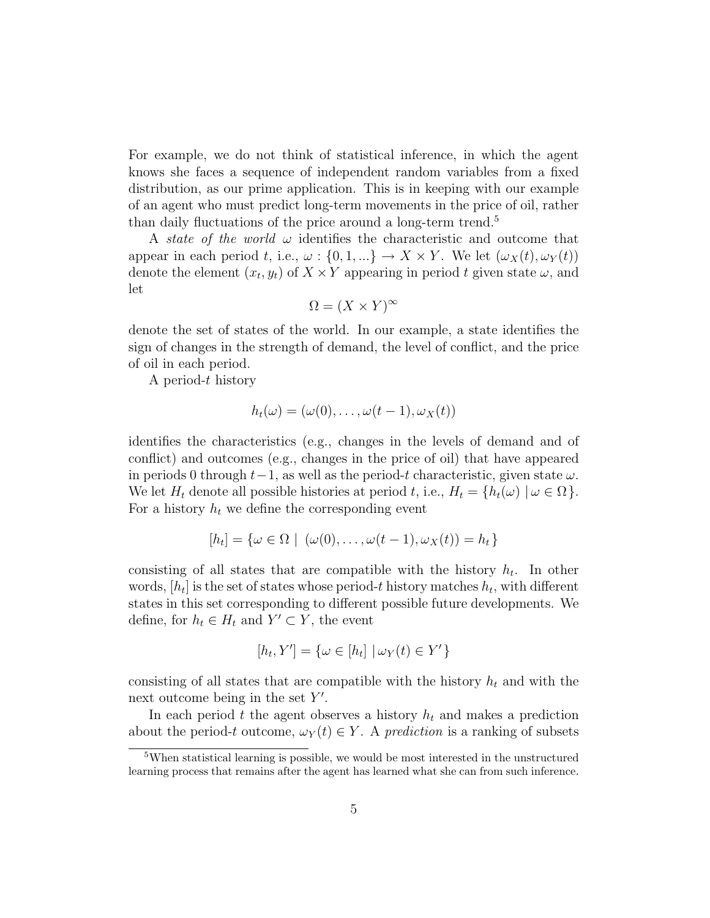For example, we do not think of statistical inference, in which the agent knows she faces a sequence of independent random variables from a fixed distribution, as our prime application. This is in keeping with our example of an agent who must predict long-term movements in the price of oil, rather than daily fluctuations of the price around a long-term trend.[5]

A *state of the world* $\omega$ identifies the characteristic and outcome that appear in each period $t$, i.e., $\omega : \{0, 1, ...\} \to X \times Y$. We let $(\omega_X(t), \omega_Y(t))$ denote the element $(x_t, y_t)$ of $X \times Y$ appearing in period $t$ given state $\omega$, and let

$$\Omega = (X \times Y)^\infty$$

denote the set of states of the world. In our example, a state identifies the sign of changes in the strength of demand, the level of conflict, and the price of oil in each period.

A period-$t$ history

$$h_t(\omega) = (\omega(0), \ldots, \omega(t-1), \omega_X(t))$$

identifies the characteristics (e.g., changes in the levels of demand and of conflict) and outcomes (e.g., changes in the price of oil) that have appeared in periods 0 through $t-1$, as well as the period-$t$ characteristic, given state $\omega$. We let $H_t$ denote all possible histories at period $t$, i.e., $H_t = \{h_t(\omega) \mid \omega \in \Omega\}$. For a history $h_t$ we define the corresponding event

$$[h_t] = \{\omega \in \Omega \mid \ (\omega(0), \ldots, \omega(t-1), \omega_X(t)) = h_t\}$$

consisting of all states that are compatible with the history $h_t$. In other words, $[h_t]$ is the set of states whose period-$t$ history matches $h_t$, with different states in this set corresponding to different possible future developments. We define, for $h_t \in H_t$ and $Y' \subset Y$, the event

$$[h_t, Y'] = \{\omega \in [h_t] \mid \omega_Y(t) \in Y'\}$$

consisting of all states that are compatible with the history $h_t$ and with the next outcome being in the set $Y'$.

In each period $t$ the agent observes a history $h_t$ and makes a prediction about the period-$t$ outcome, $\omega_Y(t) \in Y$. A *prediction* is a ranking of subsets

[5] When statistical learning is possible, we would be most interested in the unstructured learning process that remains after the agent has learned what she can from such inference.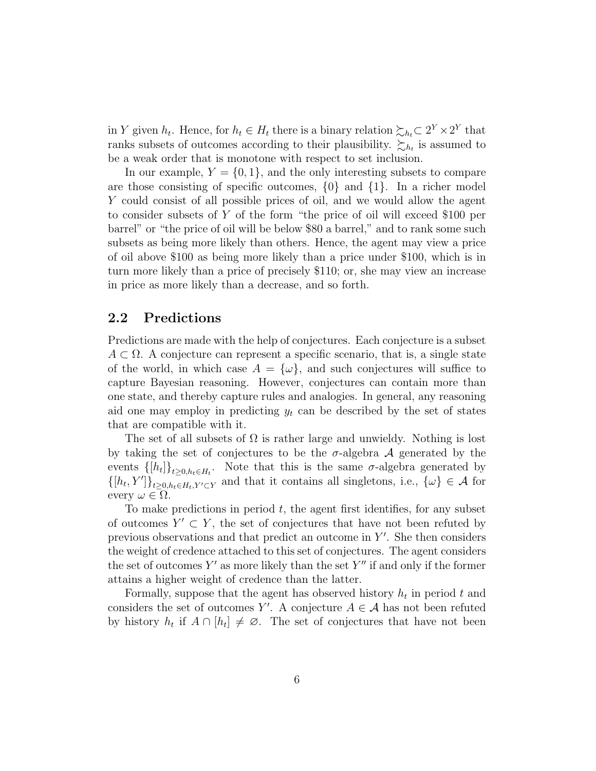in $Y$ given $h_t$. Hence, for $h_t \in H_t$ there is a binary relation $\succsim_{h_t} \subset 2^Y \times 2^Y$ that ranks subsets of outcomes according to their plausibility. $\succsim_{h_t}$ is assumed to be a weak order that is monotone with respect to set inclusion.

In our example, $Y = \{0, 1\}$, and the only interesting subsets to compare are those consisting of specific outcomes, $\{0\}$ and $\{1\}$. In a richer model $Y$ could consist of all possible prices of oil, and we would allow the agent to consider subsets of $Y$ of the form "the price of oil will exceed \$100 per barrel" or "the price of oil will be below \$80 a barrel," and to rank some such subsets as being more likely than others. Hence, the agent may view a price of oil above \$100 as being more likely than a price under \$100, which is in turn more likely than a price of precisely \$110; or, she may view an increase in price as more likely than a decrease, and so forth.

## 2.2 Predictions

Predictions are made with the help of conjectures. Each conjecture is a subset $A \subset \Omega$. A conjecture can represent a specific scenario, that is, a single state of the world, in which case $A = \{\omega\}$, and such conjectures will suffice to capture Bayesian reasoning. However, conjectures can contain more than one state, and thereby capture rules and analogies. In general, any reasoning aid one may employ in predicting $y_t$ can be described by the set of states that are compatible with it.

The set of all subsets of $\Omega$ is rather large and unwieldy. Nothing is lost by taking the set of conjectures to be the $\sigma$-algebra $\mathcal{A}$ generated by the events $\{[h_t]\}_{t \geq 0, h_t \in H_t}$. Note that this is the same $\sigma$-algebra generated by $\{[h_t, Y']\}_{t \geq 0, h_t \in H_t, Y' \subset Y}$ and that it contains all singletons, i.e., $\{\omega\} \in \mathcal{A}$ for every $\omega \in \Omega$.

To make predictions in period $t$, the agent first identifies, for any subset of outcomes $Y' \subset Y$, the set of conjectures that have not been refuted by previous observations and that predict an outcome in $Y'$. She then considers the weight of credence attached to this set of conjectures. The agent considers the set of outcomes $Y'$ as more likely than the set $Y''$ if and only if the former attains a higher weight of credence than the latter.

Formally, suppose that the agent has observed history $h_t$ in period $t$ and considers the set of outcomes $Y'$. A conjecture $A \in \mathcal{A}$ has not been refuted by history $h_t$ if $A \cap [h_t] \neq \varnothing$. The set of conjectures that have not been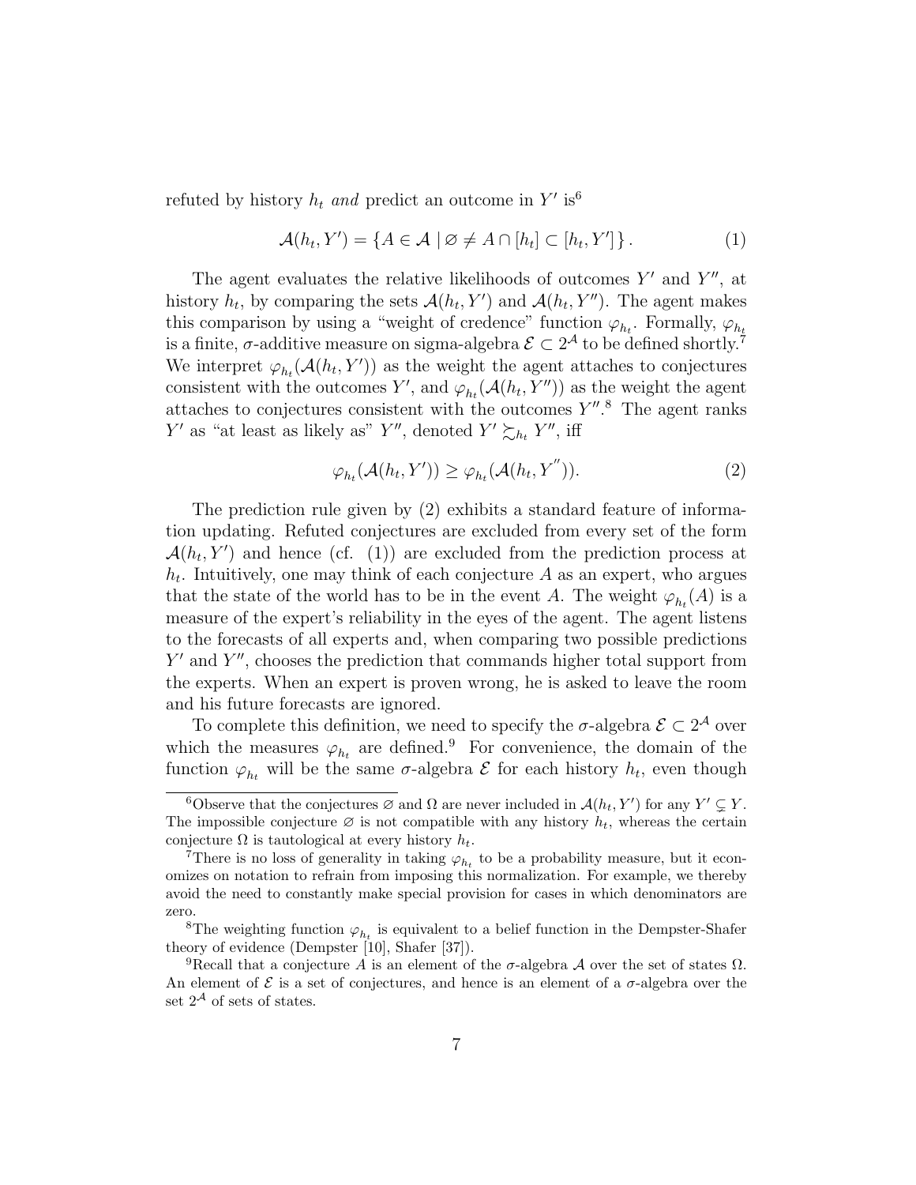refuted by history $h_t$ *and* predict an outcome in $Y'$ is[6]

$$\mathcal{A}(h_t, Y') = \{A \in \mathcal{A} \mid \varnothing \neq A \cap [h_t] \subset [h_t, Y']\}. \tag{1}$$

The agent evaluates the relative likelihoods of outcomes $Y'$ and $Y''$, at history $h_t$, by comparing the sets $\mathcal{A}(h_t, Y')$ and $\mathcal{A}(h_t, Y'')$. The agent makes this comparison by using a "weight of credence" function $\varphi_{h_t}$. Formally, $\varphi_{h_t}$ is a finite, $\sigma$-additive measure on sigma-algebra $\mathcal{E} \subset 2^{\mathcal{A}}$ to be defined shortly.[7] We interpret $\varphi_{h_t}(\mathcal{A}(h_t, Y'))$ as the weight the agent attaches to conjectures consistent with the outcomes $Y'$, and $\varphi_{h_t}(\mathcal{A}(h_t, Y''))$ as the weight the agent attaches to conjectures consistent with the outcomes $Y''$.[8] The agent ranks $Y'$ as "at least as likely as" $Y''$, denoted $Y' \succsim_{h_t} Y''$, iff

$$\varphi_{h_t}(\mathcal{A}(h_t, Y')) \geq \varphi_{h_t}(\mathcal{A}(h_t, Y'')). \tag{2}$$

The prediction rule given by (2) exhibits a standard feature of information updating. Refuted conjectures are excluded from every set of the form $\mathcal{A}(h_t, Y')$ and hence (cf. (1)) are excluded from the prediction process at $h_t$. Intuitively, one may think of each conjecture $A$ as an expert, who argues that the state of the world has to be in the event $A$. The weight $\varphi_{h_t}(A)$ is a measure of the expert's reliability in the eyes of the agent. The agent listens to the forecasts of all experts and, when comparing two possible predictions $Y'$ and $Y''$, chooses the prediction that commands higher total support from the experts. When an expert is proven wrong, he is asked to leave the room and his future forecasts are ignored.

To complete this definition, we need to specify the $\sigma$-algebra $\mathcal{E} \subset 2^{\mathcal{A}}$ over which the measures $\varphi_{h_t}$ are defined.[9] For convenience, the domain of the function $\varphi_{h_t}$ will be the same $\sigma$-algebra $\mathcal{E}$ for each history $h_t$, even though

---

[6] Observe that the conjectures $\varnothing$ and $\Omega$ are never included in $\mathcal{A}(h_t, Y')$ for any $Y' \subsetneq Y$. The impossible conjecture $\varnothing$ is not compatible with any history $h_t$, whereas the certain conjecture $\Omega$ is tautological at every history $h_t$.

[7] There is no loss of generality in taking $\varphi_{h_t}$ to be a probability measure, but it economizes on notation to refrain from imposing this normalization. For example, we thereby avoid the need to constantly make special provision for cases in which denominators are zero.

[8] The weighting function $\varphi_{h_t}$ is equivalent to a belief function in the Dempster-Shafer theory of evidence (Dempster [10], Shafer [37]).

[9] Recall that a conjecture $A$ is an element of the $\sigma$-algebra $\mathcal{A}$ over the set of states $\Omega$. An element of $\mathcal{E}$ is a set of conjectures, and hence is an element of a $\sigma$-algebra over the set $2^{\mathcal{A}}$ of sets of states.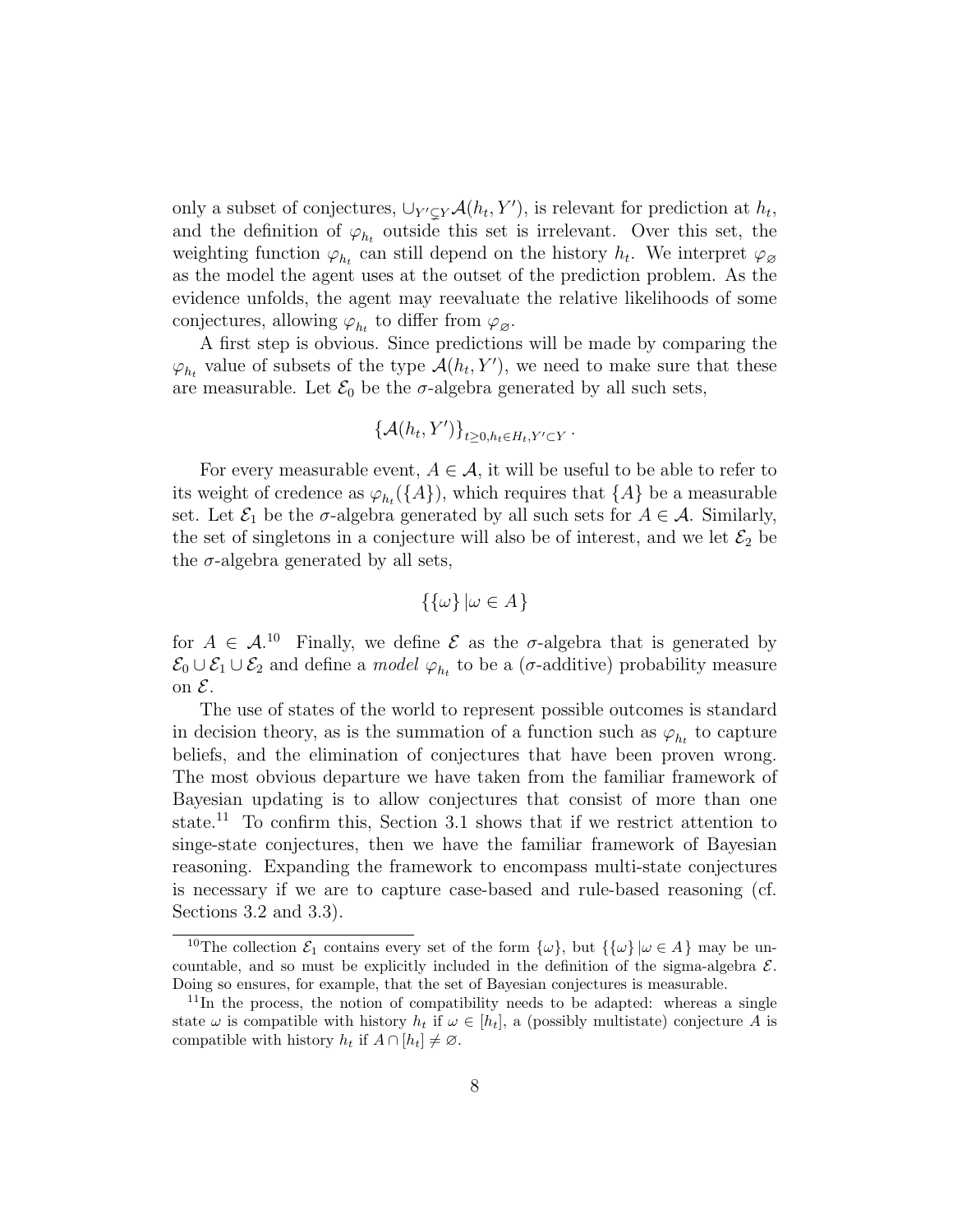only a subset of conjectures, $\cup_{Y' \subsetneq Y} \mathcal{A}(h_t, Y')$, is relevant for prediction at $h_t$, and the definition of $\varphi_{h_t}$ outside this set is irrelevant. Over this set, the weighting function $\varphi_{h_t}$ can still depend on the history $h_t$. We interpret $\varphi_\varnothing$ as the model the agent uses at the outset of the prediction problem. As the evidence unfolds, the agent may reevaluate the relative likelihoods of some conjectures, allowing $\varphi_{h_t}$ to differ from $\varphi_\varnothing$.

A first step is obvious. Since predictions will be made by comparing the $\varphi_{h_t}$ value of subsets of the type $\mathcal{A}(h_t, Y')$, we need to make sure that these are measurable. Let $\mathcal{E}_0$ be the $\sigma$-algebra generated by all such sets,

$$\{\mathcal{A}(h_t, Y')\}_{t \geq 0, h_t \in H_t, Y' \subset Y} .$$

For every measurable event, $A \in \mathcal{A}$, it will be useful to be able to refer to its weight of credence as $\varphi_{h_t}(\{A\})$, which requires that $\{A\}$ be a measurable set. Let $\mathcal{E}_1$ be the $\sigma$-algebra generated by all such sets for $A \in \mathcal{A}$. Similarly, the set of singletons in a conjecture will also be of interest, and we let $\mathcal{E}_2$ be the $\sigma$-algebra generated by all sets,

$$\{\{\omega\} \,|\omega \in A\}$$

for $A \in \mathcal{A}$.[10] Finally, we define $\mathcal{E}$ as the $\sigma$-algebra that is generated by $\mathcal{E}_0 \cup \mathcal{E}_1 \cup \mathcal{E}_2$ and define a *model* $\varphi_{h_t}$ to be a ($\sigma$-additive) probability measure on $\mathcal{E}$.

The use of states of the world to represent possible outcomes is standard in decision theory, as is the summation of a function such as $\varphi_{h_t}$ to capture beliefs, and the elimination of conjectures that have been proven wrong. The most obvious departure we have taken from the familiar framework of Bayesian updating is to allow conjectures that consist of more than one state.[11] To confirm this, Section 3.1 shows that if we restrict attention to singe-state conjectures, then we have the familiar framework of Bayesian reasoning. Expanding the framework to encompass multi-state conjectures is necessary if we are to capture case-based and rule-based reasoning (cf. Sections 3.2 and 3.3).

[10]The collection $\mathcal{E}_1$ contains every set of the form $\{\omega\}$, but $\{\{\omega\} \,|\omega \in A\}$ may be uncountable, and so must be explicitly included in the definition of the sigma-algebra $\mathcal{E}$. Doing so ensures, for example, that the set of Bayesian conjectures is measurable.

[11]In the process, the notion of compatibility needs to be adapted: whereas a single state $\omega$ is compatible with history $h_t$ if $\omega \in [h_t]$, a (possibly multistate) conjecture $A$ is compatible with history $h_t$ if $A \cap [h_t] \neq \varnothing$.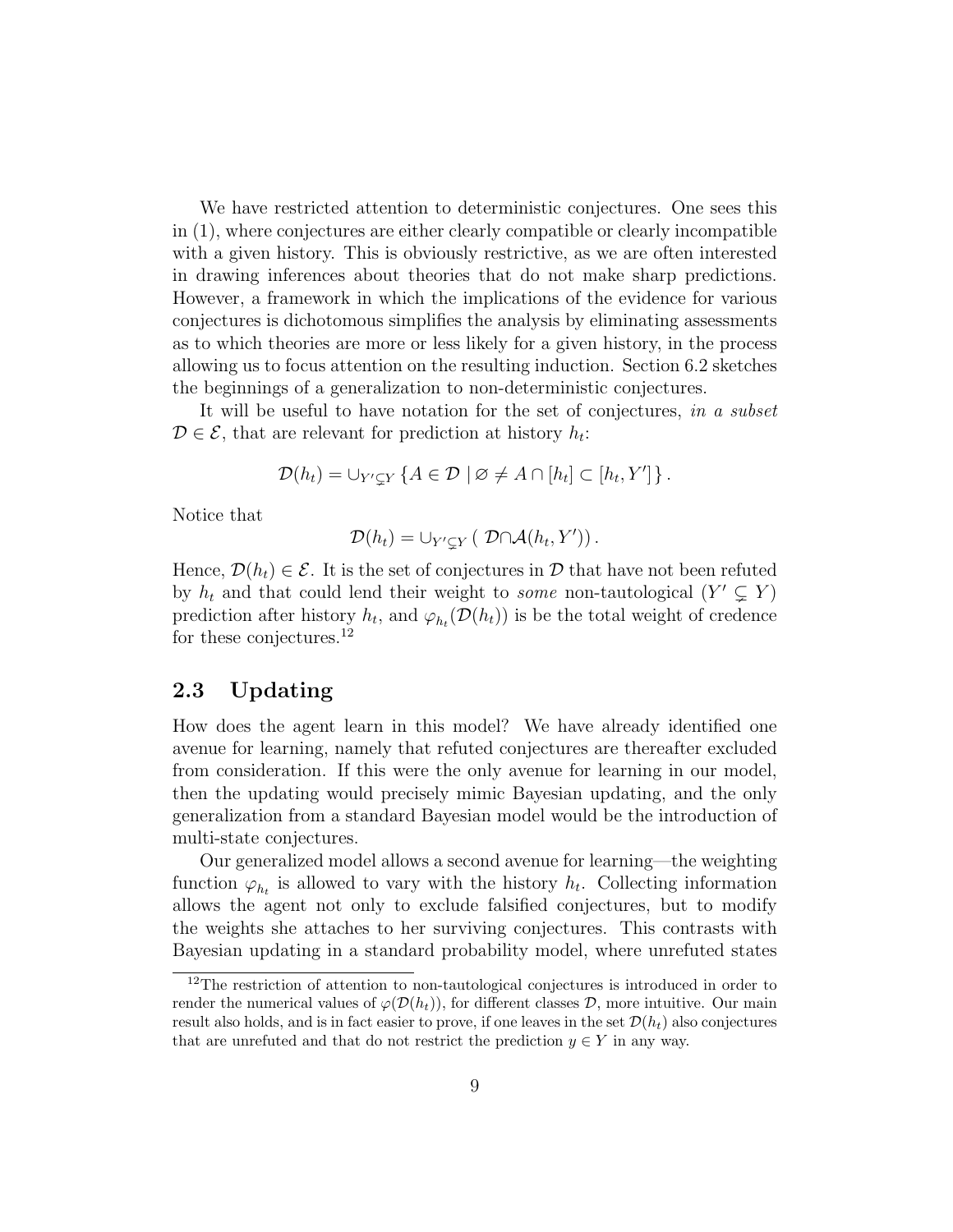We have restricted attention to deterministic conjectures. One sees this in (1), where conjectures are either clearly compatible or clearly incompatible with a given history. This is obviously restrictive, as we are often interested in drawing inferences about theories that do not make sharp predictions. However, a framework in which the implications of the evidence for various conjectures is dichotomous simplifies the analysis by eliminating assessments as to which theories are more or less likely for a given history, in the process allowing us to focus attention on the resulting induction. Section 6.2 sketches the beginnings of a generalization to non-deterministic conjectures.

It will be useful to have notation for the set of conjectures, *in a subset* $\mathcal{D} \in \mathcal{E}$, that are relevant for prediction at history $h_t$:

$$\mathcal{D}(h_t) = \cup_{Y' \subsetneq Y} \{A \in \mathcal{D} \mid \varnothing \neq A \cap [h_t] \subset [h_t, Y']\}.$$

Notice that

$$\mathcal{D}(h_t) = \cup_{Y' \subsetneq Y} (\mathcal{D} \cap \mathcal{A}(h_t, Y')).$$

Hence, $\mathcal{D}(h_t) \in \mathcal{E}$. It is the set of conjectures in $\mathcal{D}$ that have not been refuted by $h_t$ and that could lend their weight to *some* non-tautological ($Y' \subsetneq Y$) prediction after history $h_t$, and $\varphi_{h_t}(\mathcal{D}(h_t))$ is be the total weight of credence for these conjectures.[12]

## 2.3 Updating

How does the agent learn in this model? We have already identified one avenue for learning, namely that refuted conjectures are thereafter excluded from consideration. If this were the only avenue for learning in our model, then the updating would precisely mimic Bayesian updating, and the only generalization from a standard Bayesian model would be the introduction of multi-state conjectures.

Our generalized model allows a second avenue for learning—the weighting function $\varphi_{h_t}$ is allowed to vary with the history $h_t$. Collecting information allows the agent not only to exclude falsified conjectures, but to modify the weights she attaches to her surviving conjectures. This contrasts with Bayesian updating in a standard probability model, where unrefuted states

[12]The restriction of attention to non-tautological conjectures is introduced in order to render the numerical values of $\varphi(\mathcal{D}(h_t))$, for different classes $\mathcal{D}$, more intuitive. Our main result also holds, and is in fact easier to prove, if one leaves in the set $\mathcal{D}(h_t)$ also conjectures that are unrefuted and that do not restrict the prediction $y \in Y$ in any way.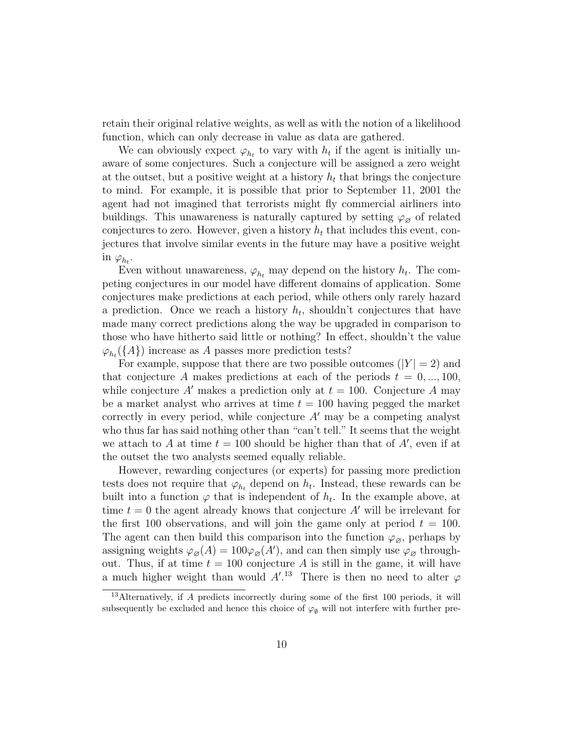retain their original relative weights, as well as with the notion of a likelihood function, which can only decrease in value as data are gathered.

We can obviously expect $\varphi_{h_t}$ to vary with $h_t$ if the agent is initially unaware of some conjectures. Such a conjecture will be assigned a zero weight at the outset, but a positive weight at a history $h_t$ that brings the conjecture to mind. For example, it is possible that prior to September 11, 2001 the agent had not imagined that terrorists might fly commercial airliners into buildings. This unawareness is naturally captured by setting $\varphi_{\varnothing}$ of related conjectures to zero. However, given a history $h_t$ that includes this event, conjectures that involve similar events in the future may have a positive weight in $\varphi_{h_t}$.

Even without unawareness, $\varphi_{h_t}$ may depend on the history $h_t$. The competing conjectures in our model have different domains of application. Some conjectures make predictions at each period, while others only rarely hazard a prediction. Once we reach a history $h_t$, shouldn't conjectures that have made many correct predictions along the way be upgraded in comparison to those who have hitherto said little or nothing? In effect, shouldn't the value $\varphi_{h_t}(\{A\})$ increase as $A$ passes more prediction tests?

For example, suppose that there are two possible outcomes ($|Y| = 2$) and that conjecture $A$ makes predictions at each of the periods $t = 0, ..., 100$, while conjecture $A'$ makes a prediction only at $t = 100$. Conjecture $A$ may be a market analyst who arrives at time $t = 100$ having pegged the market correctly in every period, while conjecture $A'$ may be a competing analyst who thus far has said nothing other than "can't tell." It seems that the weight we attach to $A$ at time $t = 100$ should be higher than that of $A'$, even if at the outset the two analysts seemed equally reliable.

However, rewarding conjectures (or experts) for passing more prediction tests does not require that $\varphi_{h_t}$ depend on $h_t$. Instead, these rewards can be built into a function $\varphi$ that is independent of $h_t$. In the example above, at time $t = 0$ the agent already knows that conjecture $A'$ will be irrelevant for the first 100 observations, and will join the game only at period $t = 100$. The agent can then build this comparison into the function $\varphi_{\varnothing}$, perhaps by assigning weights $\varphi_{\varnothing}(A) = 100\varphi_{\varnothing}(A')$, and can then simply use $\varphi_{\varnothing}$ throughout. Thus, if at time $t = 100$ conjecture $A$ is still in the game, it will have a much higher weight than would $A'$.[13] There is then no need to alter $\varphi$

[13] Alternatively, if $A$ predicts incorrectly during some of the first 100 periods, it will subsequently be excluded and hence this choice of $\varphi_{\emptyset}$ will not interfere with further pre-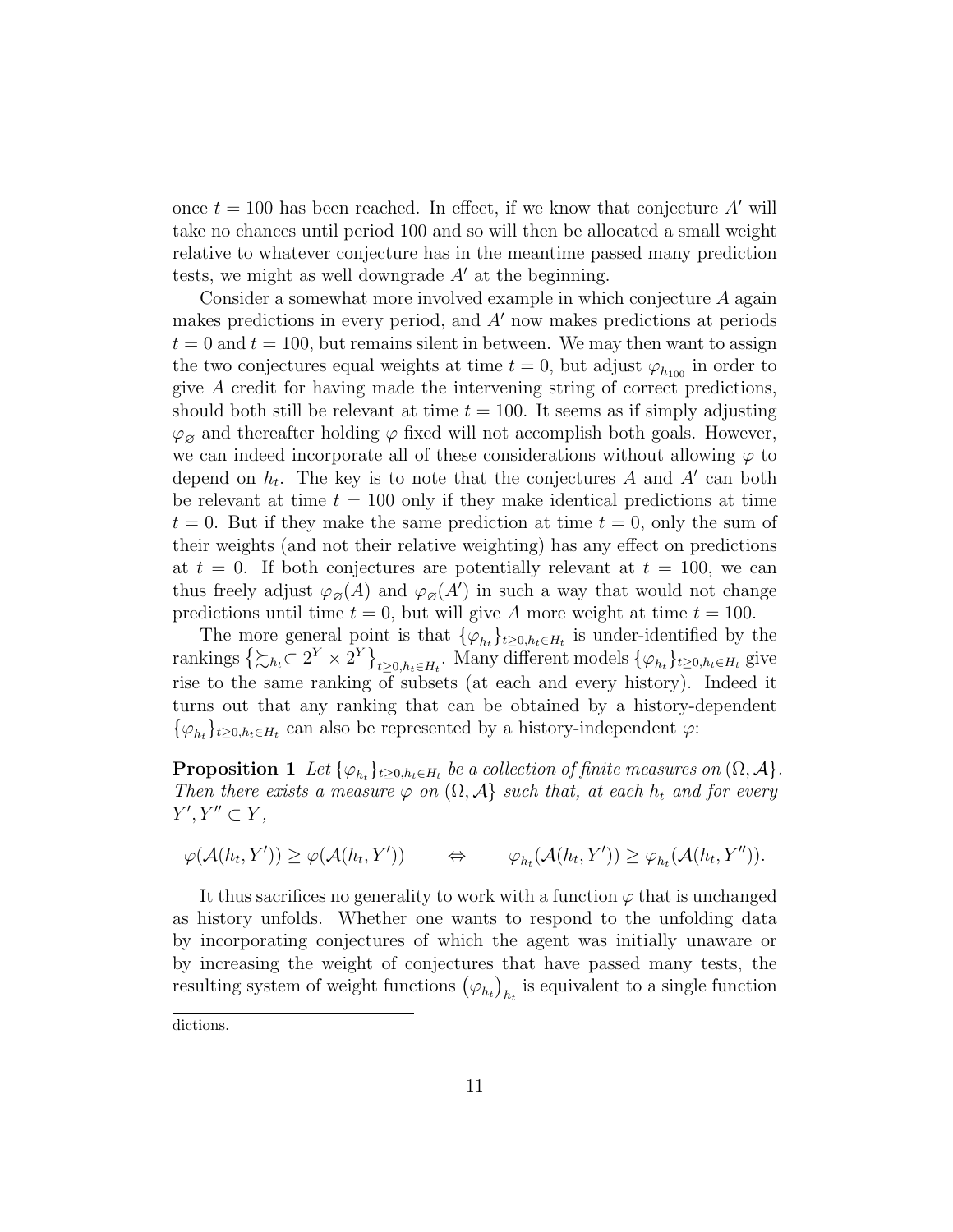once $t = 100$ has been reached. In effect, if we know that conjecture $A'$ will take no chances until period 100 and so will then be allocated a small weight relative to whatever conjecture has in the meantime passed many prediction tests, we might as well downgrade $A'$ at the beginning.

Consider a somewhat more involved example in which conjecture $A$ again makes predictions in every period, and $A'$ now makes predictions at periods $t = 0$ and $t = 100$, but remains silent in between. We may then want to assign the two conjectures equal weights at time $t = 0$, but adjust $\varphi_{h_{100}}$ in order to give $A$ credit for having made the intervening string of correct predictions, should both still be relevant at time $t = 100$. It seems as if simply adjusting $\varphi_{\varnothing}$ and thereafter holding $\varphi$ fixed will not accomplish both goals. However, we can indeed incorporate all of these considerations without allowing $\varphi$ to depend on $h_t$. The key is to note that the conjectures $A$ and $A'$ can both be relevant at time $t = 100$ only if they make identical predictions at time $t = 0$. But if they make the same prediction at time $t = 0$, only the sum of their weights (and not their relative weighting) has any effect on predictions at $t = 0$. If both conjectures are potentially relevant at $t = 100$, we can thus freely adjust $\varphi_{\varnothing}(A)$ and $\varphi_{\varnothing}(A')$ in such a way that would not change predictions until time $t = 0$, but will give $A$ more weight at time $t = 100$.

The more general point is that $\{\varphi_{h_t}\}_{t \geq 0, h_t \in H_t}$ is under-identified by the rankings $\left\{ \succsim_{h_t} \subset 2^Y \times 2^Y \right\}_{t \geq 0, h_t \in H_t}$. Many different models $\{\varphi_{h_t}\}_{t \geq 0, h_t \in H_t}$ give rise to the same ranking of subsets (at each and every history). Indeed it turns out that any ranking that can be obtained by a history-dependent $\{\varphi_{h_t}\}_{t \geq 0, h_t \in H_t}$ can also be represented by a history-independent $\varphi$:

**Proposition 1** *Let $\{\varphi_{h_t}\}_{t \geq 0, h_t \in H_t}$ be a collection of finite measures on $(\Omega, \mathcal{A}\}$. Then there exists a measure $\varphi$ on $(\Omega, \mathcal{A}\}$ such that, at each $h_t$ and for every $Y', Y'' \subset Y$,*

$$\varphi(\mathcal{A}(h_t, Y')) \geq \varphi(\mathcal{A}(h_t, Y')) \qquad \Leftrightarrow \qquad \varphi_{h_t}(\mathcal{A}(h_t, Y')) \geq \varphi_{h_t}(\mathcal{A}(h_t, Y'')).$$

It thus sacrifices no generality to work with a function $\varphi$ that is unchanged as history unfolds. Whether one wants to respond to the unfolding data by incorporating conjectures of which the agent was initially unaware or by increasing the weight of conjectures that have passed many tests, the resulting system of weight functions $\left(\varphi_{h_t}\right)_{h_t}$ is equivalent to a single function

dictions.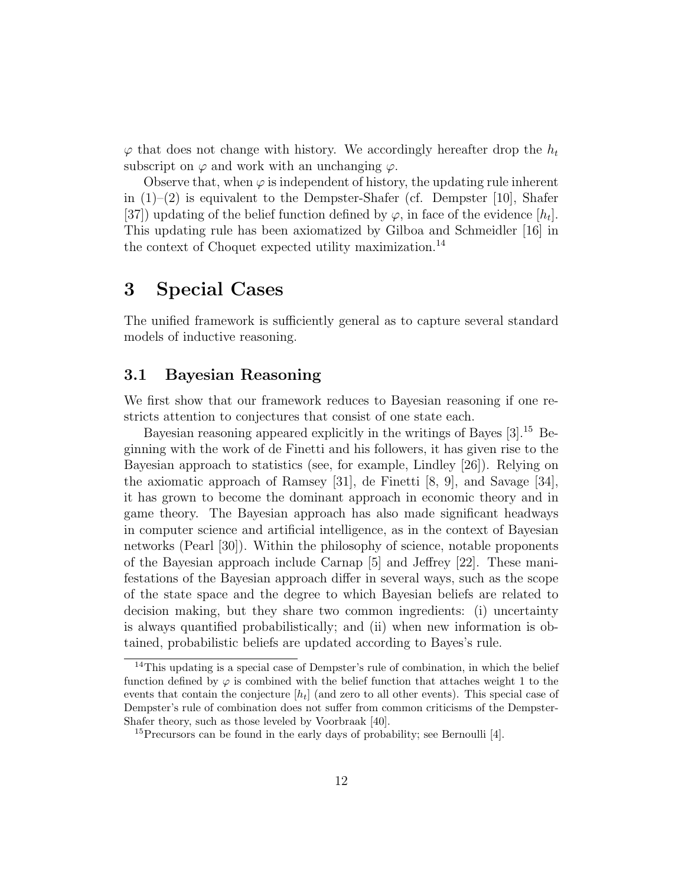$\varphi$ that does not change with history. We accordingly hereafter drop the $h_t$ subscript on $\varphi$ and work with an unchanging $\varphi$.

Observe that, when $\varphi$ is independent of history, the updating rule inherent in (1)–(2) is equivalent to the Dempster-Shafer (cf. Dempster [10], Shafer [37]) updating of the belief function defined by $\varphi$, in face of the evidence $[h_t]$. This updating rule has been axiomatized by Gilboa and Schmeidler [16] in the context of Choquet expected utility maximization.[14]

# 3 Special Cases

The unified framework is sufficiently general as to capture several standard models of inductive reasoning.

## 3.1 Bayesian Reasoning

We first show that our framework reduces to Bayesian reasoning if one restricts attention to conjectures that consist of one state each.

Bayesian reasoning appeared explicitly in the writings of Bayes [3].[15] Beginning with the work of de Finetti and his followers, it has given rise to the Bayesian approach to statistics (see, for example, Lindley [26]). Relying on the axiomatic approach of Ramsey [31], de Finetti [8, 9], and Savage [34], it has grown to become the dominant approach in economic theory and in game theory. The Bayesian approach has also made significant headways in computer science and artificial intelligence, as in the context of Bayesian networks (Pearl [30]). Within the philosophy of science, notable proponents of the Bayesian approach include Carnap [5] and Jeffrey [22]. These manifestations of the Bayesian approach differ in several ways, such as the scope of the state space and the degree to which Bayesian beliefs are related to decision making, but they share two common ingredients: (i) uncertainty is always quantified probabilistically; and (ii) when new information is obtained, probabilistic beliefs are updated according to Bayes's rule.

---

[14] This updating is a special case of Dempster's rule of combination, in which the belief function defined by $\varphi$ is combined with the belief function that attaches weight 1 to the events that contain the conjecture $[h_t]$ (and zero to all other events). This special case of Dempster's rule of combination does not suffer from common criticisms of the Dempster-Shafer theory, such as those leveled by Voorbraak [40].

[15] Precursors can be found in the early days of probability; see Bernoulli [4].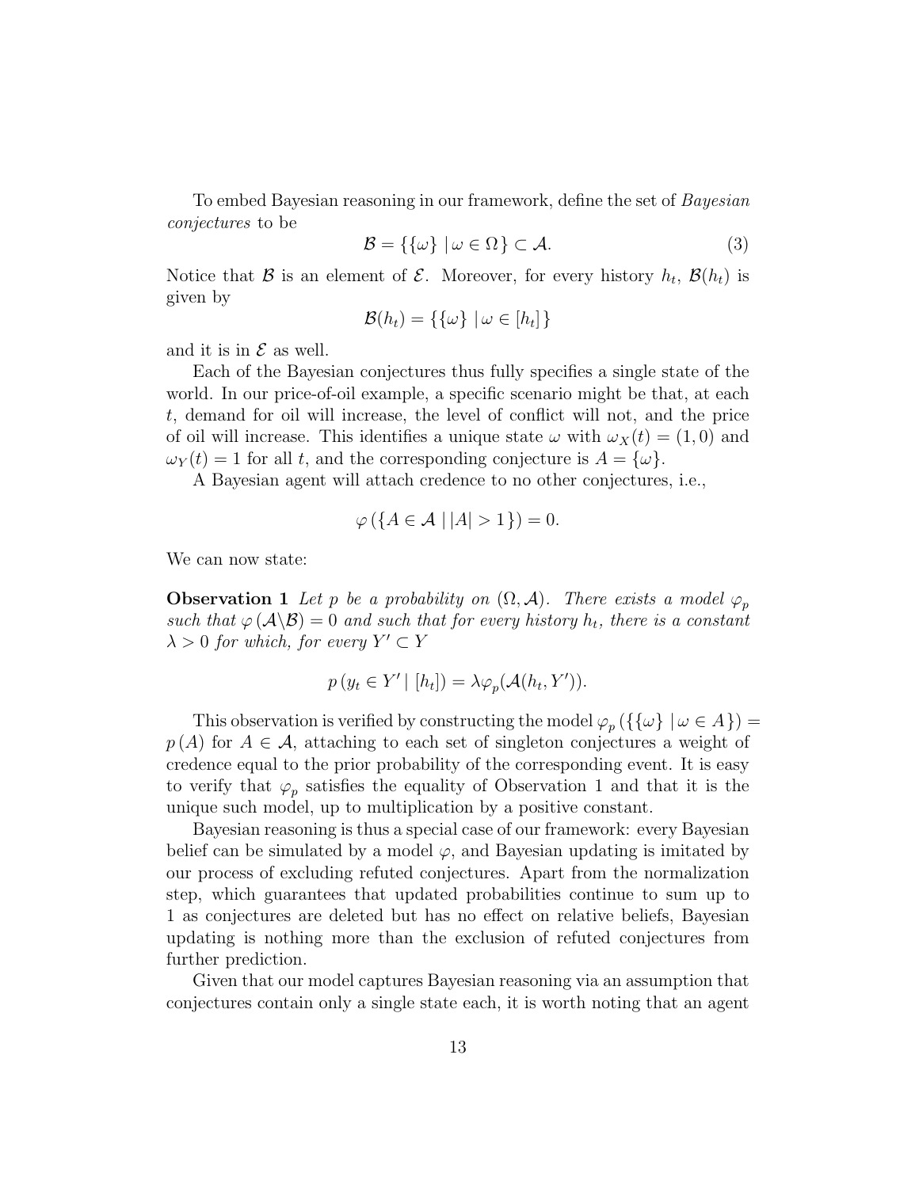To embed Bayesian reasoning in our framework, define the set of *Bayesian conjectures* to be

$$\mathcal{B} = \{\{\omega\} \mid \omega \in \Omega\} \subset \mathcal{A}. \tag{3}$$

Notice that $\mathcal{B}$ is an element of $\mathcal{E}$. Moreover, for every history $h_t$, $\mathcal{B}(h_t)$ is given by

$$\mathcal{B}(h_t) = \{\{\omega\} \mid \omega \in [h_t]\}$$

and it is in $\mathcal{E}$ as well.

Each of the Bayesian conjectures thus fully specifies a single state of the world. In our price-of-oil example, a specific scenario might be that, at each $t$, demand for oil will increase, the level of conflict will not, and the price of oil will increase. This identifies a unique state $\omega$ with $\omega_X(t) = (1, 0)$ and $\omega_Y(t) = 1$ for all $t$, and the corresponding conjecture is $A = \{\omega\}$.

A Bayesian agent will attach credence to no other conjectures, i.e.,

$$\varphi(\{A \in \mathcal{A} \mid |A| > 1\}) = 0.$$

We can now state:

**Observation 1** *Let $p$ be a probability on $(\Omega, \mathcal{A})$. There exists a model $\varphi_p$ such that $\varphi(\mathcal{A} \backslash \mathcal{B}) = 0$ and such that for every history $h_t$, there is a constant $\lambda > 0$ for which, for every $Y' \subset Y$*

$$p(y_t \in Y' \mid [h_t]) = \lambda \varphi_p(\mathcal{A}(h_t, Y')).$$

This observation is verified by constructing the model $\varphi_p(\{\{\omega\} \mid \omega \in A\}) = p(A)$ for $A \in \mathcal{A}$, attaching to each set of singleton conjectures a weight of credence equal to the prior probability of the corresponding event. It is easy to verify that $\varphi_p$ satisfies the equality of Observation 1 and that it is the unique such model, up to multiplication by a positive constant.

Bayesian reasoning is thus a special case of our framework: every Bayesian belief can be simulated by a model $\varphi$, and Bayesian updating is imitated by our process of excluding refuted conjectures. Apart from the normalization step, which guarantees that updated probabilities continue to sum up to 1 as conjectures are deleted but has no effect on relative beliefs, Bayesian updating is nothing more than the exclusion of refuted conjectures from further prediction.

Given that our model captures Bayesian reasoning via an assumption that conjectures contain only a single state each, it is worth noting that an agent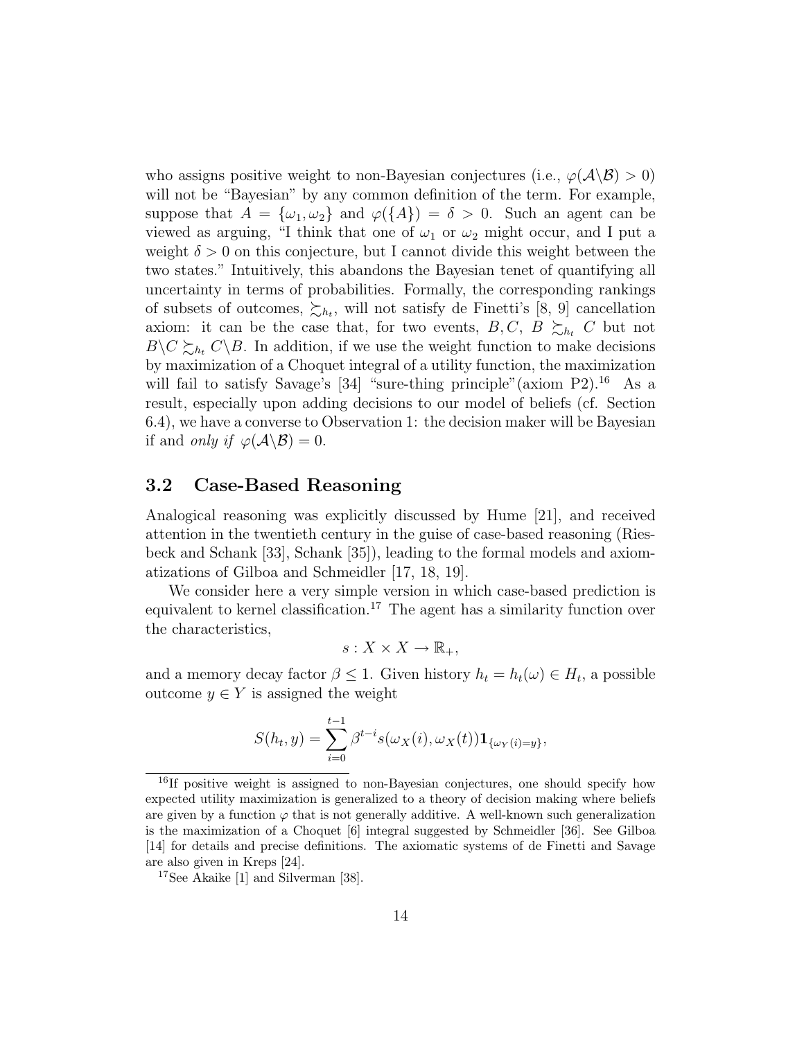who assigns positive weight to non-Bayesian conjectures (i.e., $\varphi(\mathcal{A}\backslash\mathcal{B}) > 0$) will not be "Bayesian" by any common definition of the term. For example, suppose that $A = \{\omega_1, \omega_2\}$ and $\varphi(\{A\}) = \delta > 0$. Such an agent can be viewed as arguing, "I think that one of $\omega_1$ or $\omega_2$ might occur, and I put a weight $\delta > 0$ on this conjecture, but I cannot divide this weight between the two states." Intuitively, this abandons the Bayesian tenet of quantifying all uncertainty in terms of probabilities. Formally, the corresponding rankings of subsets of outcomes, $\succsim_{h_t}$, will not satisfy de Finetti's [8, 9] cancellation axiom: it can be the case that, for two events, $B, C$, $B \succsim_{h_t} C$ but not $B\backslash C \succsim_{h_t} C\backslash B$. In addition, if we use the weight function to make decisions by maximization of a Choquet integral of a utility function, the maximization will fail to satisfy Savage's [34] "sure-thing principle"(axiom P2).[16] As a result, especially upon adding decisions to our model of beliefs (cf. Section 6.4), we have a converse to Observation 1: the decision maker will be Bayesian if and *only if* $\varphi(\mathcal{A}\backslash\mathcal{B}) = 0$.

## 3.2 Case-Based Reasoning

Analogical reasoning was explicitly discussed by Hume [21], and received attention in the twentieth century in the guise of case-based reasoning (Riesbeck and Schank [33], Schank [35]), leading to the formal models and axiomatizations of Gilboa and Schmeidler [17, 18, 19].

We consider here a very simple version in which case-based prediction is equivalent to kernel classification.[17] The agent has a similarity function over the characteristics,

$$s : X \times X \to \mathbb{R}_+,$$

and a memory decay factor $\beta \leq 1$. Given history $h_t = h_t(\omega) \in H_t$, a possible outcome $y \in Y$ is assigned the weight

$$S(h_t, y) = \sum_{i=0}^{t-1} \beta^{t-i} s(\omega_X(i), \omega_X(t)) \mathbf{1}_{\{\omega_Y(i)=y\}},$$

---

[16] If positive weight is assigned to non-Bayesian conjectures, one should specify how expected utility maximization is generalized to a theory of decision making where beliefs are given by a function $\varphi$ that is not generally additive. A well-known such generalization is the maximization of a Choquet [6] integral suggested by Schmeidler [36]. See Gilboa [14] for details and precise definitions. The axiomatic systems of de Finetti and Savage are also given in Kreps [24].

[17] See Akaike [1] and Silverman [38].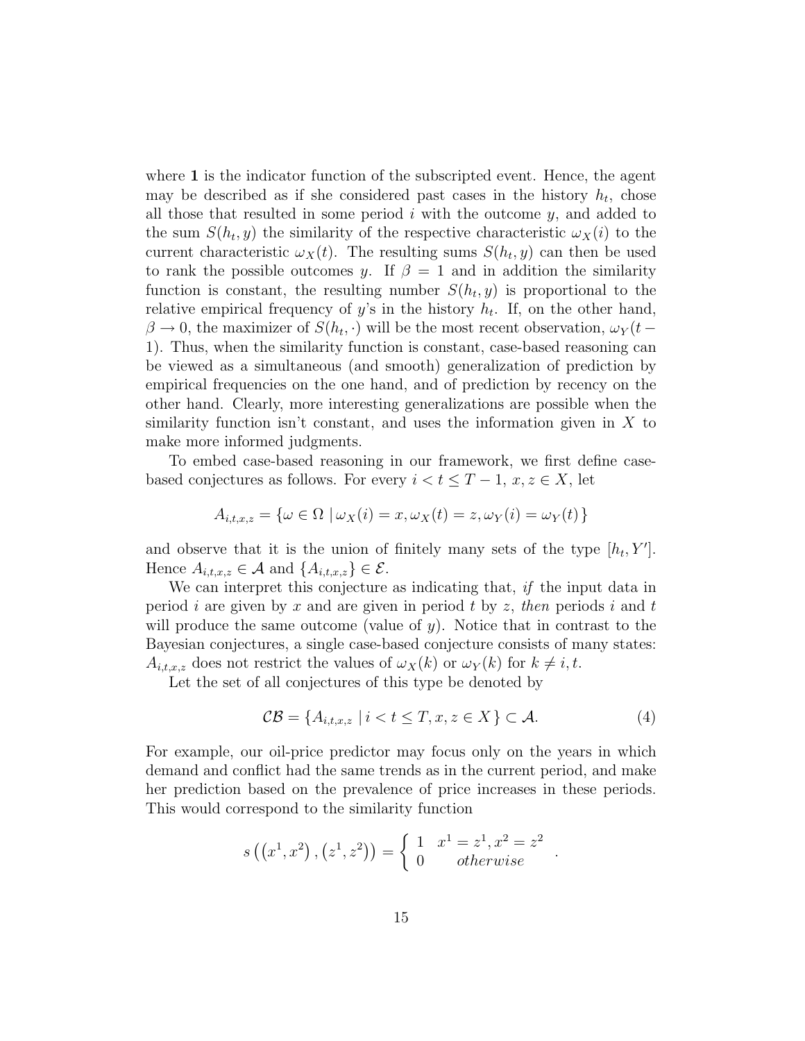where **1** is the indicator function of the subscripted event. Hence, the agent may be described as if she considered past cases in the history $h_t$, chose all those that resulted in some period $i$ with the outcome $y$, and added to the sum $S(h_t, y)$ the similarity of the respective characteristic $\omega_X(i)$ to the current characteristic $\omega_X(t)$. The resulting sums $S(h_t, y)$ can then be used to rank the possible outcomes $y$. If $\beta = 1$ and in addition the similarity function is constant, the resulting number $S(h_t, y)$ is proportional to the relative empirical frequency of $y$'s in the history $h_t$. If, on the other hand, $\beta \to 0$, the maximizer of $S(h_t, \cdot)$ will be the most recent observation, $\omega_Y(t-1)$. Thus, when the similarity function is constant, case-based reasoning can be viewed as a simultaneous (and smooth) generalization of prediction by empirical frequencies on the one hand, and of prediction by recency on the other hand. Clearly, more interesting generalizations are possible when the similarity function isn't constant, and uses the information given in $X$ to make more informed judgments.

To embed case-based reasoning in our framework, we first define case-based conjectures as follows. For every $i < t \leq T-1$, $x, z \in X$, let

$$A_{i,t,x,z} = \{\omega \in \Omega \mid \omega_X(i) = x, \omega_X(t) = z, \omega_Y(i) = \omega_Y(t)\}$$

and observe that it is the union of finitely many sets of the type $[h_t, Y']$. Hence $A_{i,t,x,z} \in \mathcal{A}$ and $\{A_{i,t,x,z}\} \in \mathcal{E}$.

We can interpret this conjecture as indicating that, *if* the input data in period $i$ are given by $x$ and are given in period $t$ by $z$, *then* periods $i$ and $t$ will produce the same outcome (value of $y$). Notice that in contrast to the Bayesian conjectures, a single case-based conjecture consists of many states: $A_{i,t,x,z}$ does not restrict the values of $\omega_X(k)$ or $\omega_Y(k)$ for $k \neq i, t$.

Let the set of all conjectures of this type be denoted by

$$\mathcal{CB} = \{A_{i,t,x,z} \mid i < t \leq T, x, z \in X\} \subset \mathcal{A}. \tag{4}$$

For example, our oil-price predictor may focus only on the years in which demand and conflict had the same trends as in the current period, and make her prediction based on the prevalence of price increases in these periods. This would correspond to the similarity function

$$s\left(\left(x^1, x^2\right), \left(z^1, z^2\right)\right) = \begin{cases} 1 & x^1 = z^1, x^2 = z^2 \\ 0 & otherwise \end{cases}.$$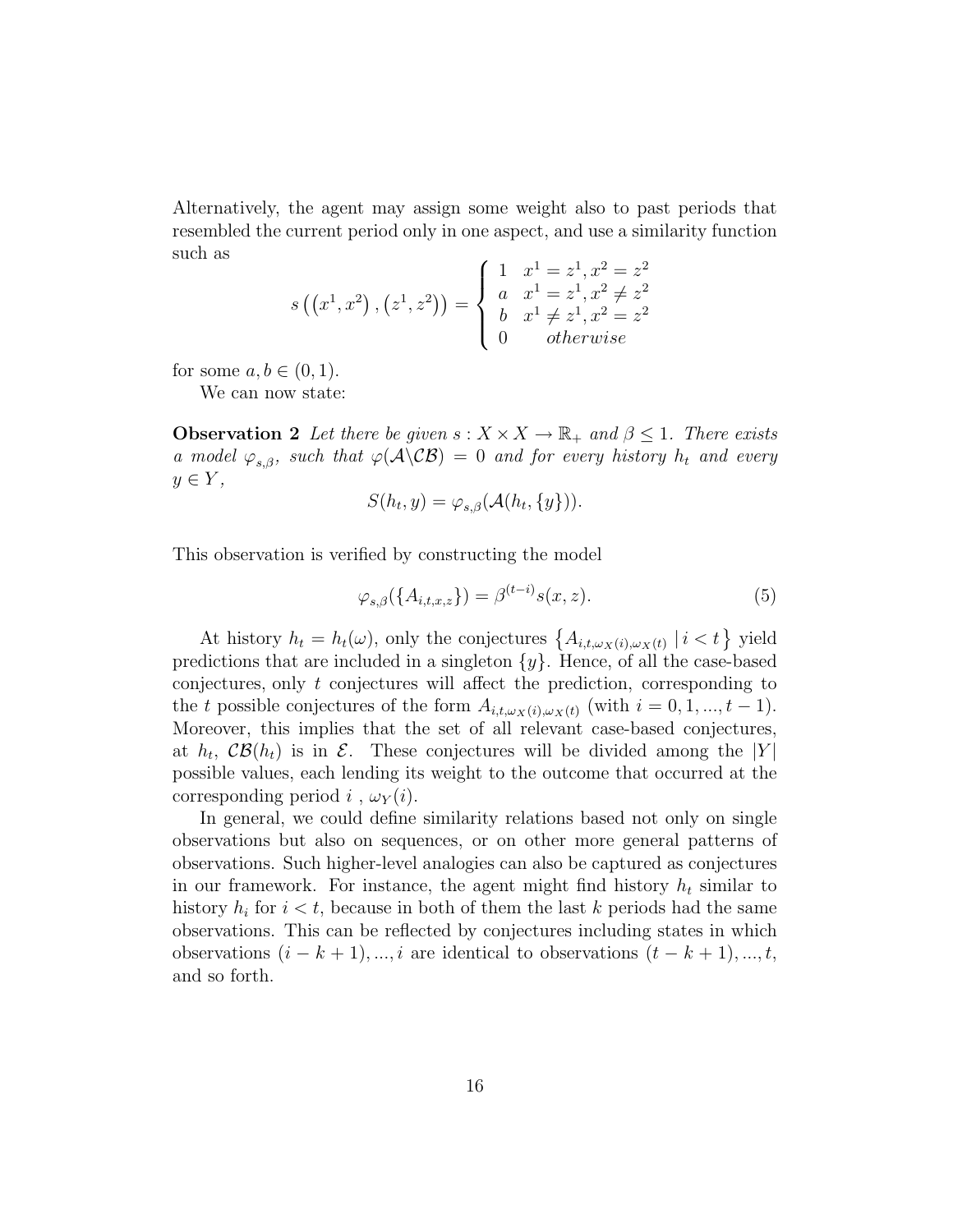Alternatively, the agent may assign some weight also to past periods that resembled the current period only in one aspect, and use a similarity function such as

$$
s\left(\left(x^1, x^2\right), \left(z^1, z^2\right)\right) = \begin{cases} 1 & x^1 = z^1, x^2 = z^2 \\ a & x^1 = z^1, x^2 \neq z^2 \\ b & x^1 \neq z^1, x^2 = z^2 \\ 0 & otherwise \end{cases}
$$

for some $a, b \in (0, 1)$.

We can now state:

**Observation 2** *Let there be given $s : X \times X \to \mathbb{R}_+$ and $\beta \leq 1$. There exists a model $\varphi_{s,\beta}$, such that $\varphi(\mathcal{A} \backslash \mathcal{CB}) = 0$ and for every history $h_t$ and every $y \in Y$,*

$$
S(h_t, y) = \varphi_{s,\beta}(\mathcal{A}(h_t, \{y\})).
$$

This observation is verified by constructing the model

$$
\varphi_{s,\beta}(\{A_{i,t,x,z}\}) = \beta^{(t-i)} s(x, z). \tag{5}
$$

At history $h_t = h_t(\omega)$, only the conjectures $\left\{A_{i,t,\omega_X(i),\omega_X(t)} \mid i < t\right\}$ yield predictions that are included in a singleton $\{y\}$. Hence, of all the case-based conjectures, only $t$ conjectures will affect the prediction, corresponding to the $t$ possible conjectures of the form $A_{i,t,\omega_X(i),\omega_X(t)}$ (with $i = 0, 1, ..., t-1$). Moreover, this implies that the set of all relevant case-based conjectures, at $h_t$, $\mathcal{CB}(h_t)$ is in $\mathcal{E}$. These conjectures will be divided among the $|Y|$ possible values, each lending its weight to the outcome that occurred at the corresponding period $i$ , $\omega_Y(i)$.

In general, we could define similarity relations based not only on single observations but also on sequences, or on other more general patterns of observations. Such higher-level analogies can also be captured as conjectures in our framework. For instance, the agent might find history $h_t$ similar to history $h_i$ for $i < t$, because in both of them the last $k$ periods had the same observations. This can be reflected by conjectures including states in which observations $(i - k + 1), ..., i$ are identical to observations $(t - k + 1), ..., t$, and so forth.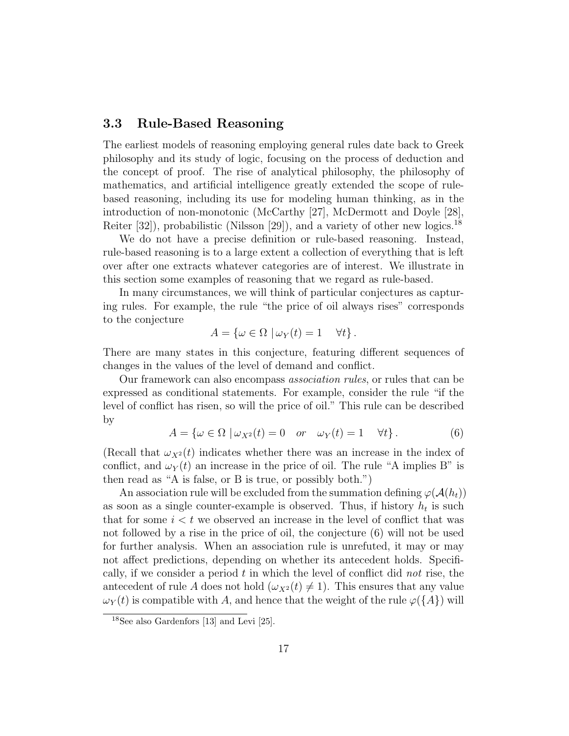### 3.3 Rule-Based Reasoning

The earliest models of reasoning employing general rules date back to Greek philosophy and its study of logic, focusing on the process of deduction and the concept of proof. The rise of analytical philosophy, the philosophy of mathematics, and artificial intelligence greatly extended the scope of rule-based reasoning, including its use for modeling human thinking, as in the introduction of non-monotonic (McCarthy [27], McDermott and Doyle [28], Reiter [32]), probabilistic (Nilsson [29]), and a variety of other new logics.[18]

We do not have a precise definition or rule-based reasoning. Instead, rule-based reasoning is to a large extent a collection of everything that is left over after one extracts whatever categories are of interest. We illustrate in this section some examples of reasoning that we regard as rule-based.

In many circumstances, we will think of particular conjectures as capturing rules. For example, the rule "the price of oil always rises" corresponds to the conjecture

$$A = \{\omega \in \Omega \mid \omega_Y(t) = 1 \quad \forall t\}.$$

There are many states in this conjecture, featuring different sequences of changes in the values of the level of demand and conflict.

Our framework can also encompass *association rules*, or rules that can be expressed as conditional statements. For example, consider the rule "if the level of conflict has risen, so will the price of oil." This rule can be described by

$$A = \{\omega \in \Omega \mid \omega_{X^2}(t) = 0 \quad or \quad \omega_Y(t) = 1 \quad \forall t\}. \tag{6}$$

(Recall that $\omega_{X^2}(t)$ indicates whether there was an increase in the index of conflict, and $\omega_Y(t)$ an increase in the price of oil. The rule "A implies B" is then read as "A is false, or B is true, or possibly both.")

An association rule will be excluded from the summation defining $\varphi(\mathcal{A}(h_t))$ as soon as a single counter-example is observed. Thus, if history $h_t$ is such that for some $i < t$ we observed an increase in the level of conflict that was not followed by a rise in the price of oil, the conjecture (6) will not be used for further analysis. When an association rule is unrefuted, it may or may not affect predictions, depending on whether its antecedent holds. Specifically, if we consider a period $t$ in which the level of conflict did *not* rise, the antecedent of rule $A$ does not hold ($\omega_{X^2}(t) \neq 1$). This ensures that any value $\omega_Y(t)$ is compatible with $A$, and hence that the weight of the rule $\varphi(\{A\})$ will

[18] See also Gardenfors [13] and Levi [25].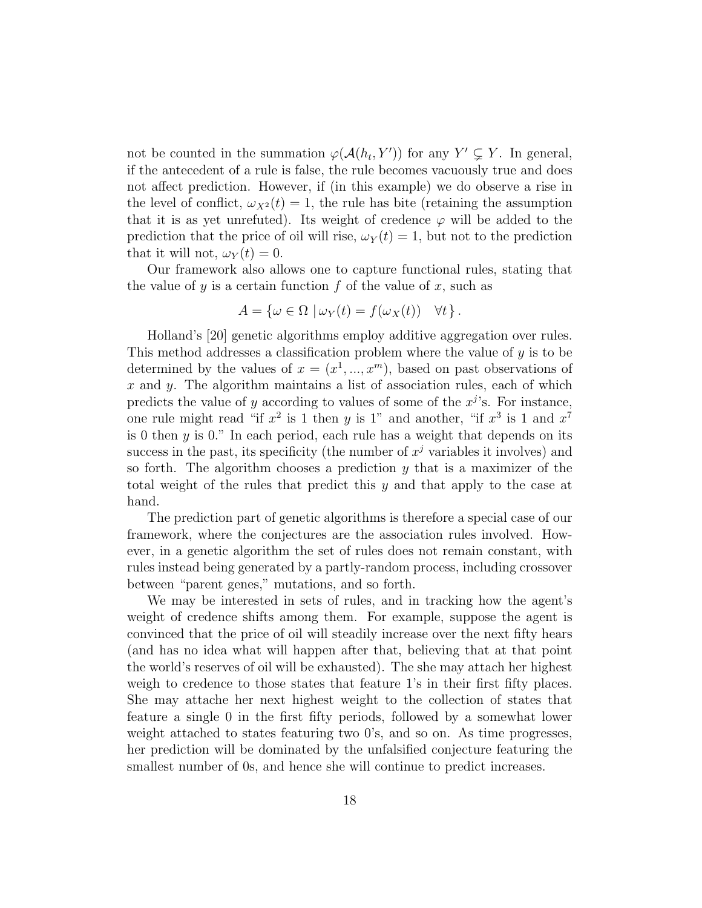not be counted in the summation $\varphi(\mathcal{A}(h_t, Y'))$ for any $Y' \subsetneq Y$. In general, if the antecedent of a rule is false, the rule becomes vacuously true and does not affect prediction. However, if (in this example) we do observe a rise in the level of conflict, $\omega_{X^2}(t) = 1$, the rule has bite (retaining the assumption that it is as yet unrefuted). Its weight of credence $\varphi$ will be added to the prediction that the price of oil will rise, $\omega_Y(t) = 1$, but not to the prediction that it will not, $\omega_Y(t) = 0$.

Our framework also allows one to capture functional rules, stating that the value of $y$ is a certain function $f$ of the value of $x$, such as

$$A = \{\omega \in \Omega \mid \omega_Y(t) = f(\omega_X(t)) \quad \forall t\}.$$

Holland's [20] genetic algorithms employ additive aggregation over rules. This method addresses a classification problem where the value of $y$ is to be determined by the values of $x = (x^1, ..., x^m)$, based on past observations of $x$ and $y$. The algorithm maintains a list of association rules, each of which predicts the value of $y$ according to values of some of the $x^j$'s. For instance, one rule might read "if $x^2$ is 1 then $y$ is 1" and another, "if $x^3$ is 1 and $x^7$ is 0 then $y$ is 0." In each period, each rule has a weight that depends on its success in the past, its specificity (the number of $x^j$ variables it involves) and so forth. The algorithm chooses a prediction $y$ that is a maximizer of the total weight of the rules that predict this $y$ and that apply to the case at hand.

The prediction part of genetic algorithms is therefore a special case of our framework, where the conjectures are the association rules involved. However, in a genetic algorithm the set of rules does not remain constant, with rules instead being generated by a partly-random process, including crossover between "parent genes," mutations, and so forth.

We may be interested in sets of rules, and in tracking how the agent's weight of credence shifts among them. For example, suppose the agent is convinced that the price of oil will steadily increase over the next fifty hears (and has no idea what will happen after that, believing that at that point the world's reserves of oil will be exhausted). The she may attach her highest weigh to credence to those states that feature 1's in their first fifty places. She may attache her next highest weight to the collection of states that feature a single 0 in the first fifty periods, followed by a somewhat lower weight attached to states featuring two 0's, and so on. As time progresses, her prediction will be dominated by the unfalsified conjecture featuring the smallest number of 0s, and hence she will continue to predict increases.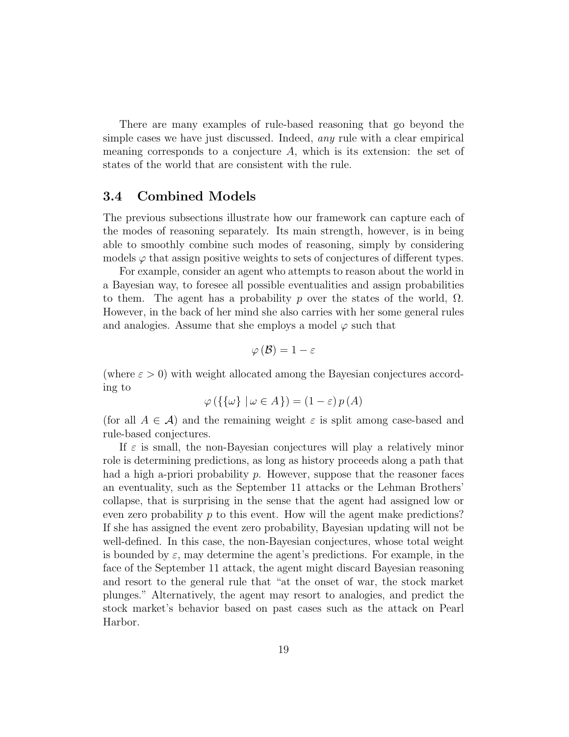There are many examples of rule-based reasoning that go beyond the simple cases we have just discussed. Indeed, *any* rule with a clear empirical meaning corresponds to a conjecture $A$, which is its extension: the set of states of the world that are consistent with the rule.

### 3.4 Combined Models

The previous subsections illustrate how our framework can capture each of the modes of reasoning separately. Its main strength, however, is in being able to smoothly combine such modes of reasoning, simply by considering models $\varphi$ that assign positive weights to sets of conjectures of different types.

For example, consider an agent who attempts to reason about the world in a Bayesian way, to foresee all possible eventualities and assign probabilities to them. The agent has a probability $p$ over the states of the world, $\Omega$. However, in the back of her mind she also carries with her some general rules and analogies. Assume that she employs a model $\varphi$ such that

$$\varphi(\mathcal{B}) = 1 - \varepsilon$$

(where $\varepsilon > 0$) with weight allocated among the Bayesian conjectures according to

$$\varphi(\{\{\omega\} \mid \omega \in A\}) = (1 - \varepsilon)\, p(A)$$

(for all $A \in \mathcal{A}$) and the remaining weight $\varepsilon$ is split among case-based and rule-based conjectures.

If $\varepsilon$ is small, the non-Bayesian conjectures will play a relatively minor role is determining predictions, as long as history proceeds along a path that had a high a-priori probability $p$. However, suppose that the reasoner faces an eventuality, such as the September 11 attacks or the Lehman Brothers' collapse, that is surprising in the sense that the agent had assigned low or even zero probability $p$ to this event. How will the agent make predictions? If she has assigned the event zero probability, Bayesian updating will not be well-defined. In this case, the non-Bayesian conjectures, whose total weight is bounded by $\varepsilon$, may determine the agent's predictions. For example, in the face of the September 11 attack, the agent might discard Bayesian reasoning and resort to the general rule that "at the onset of war, the stock market plunges." Alternatively, the agent may resort to analogies, and predict the stock market's behavior based on past cases such as the attack on Pearl Harbor.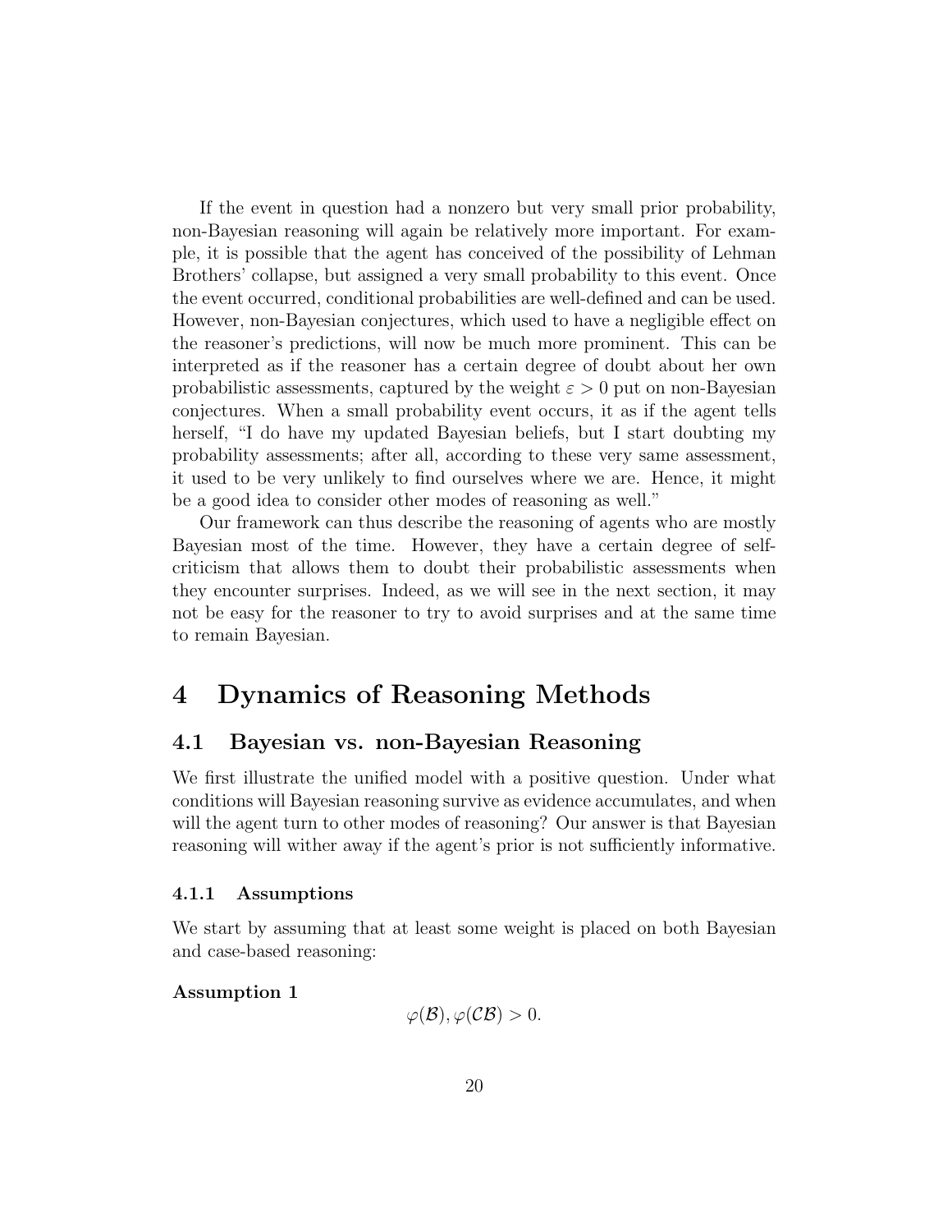If the event in question had a nonzero but very small prior probability, non-Bayesian reasoning will again be relatively more important. For example, it is possible that the agent has conceived of the possibility of Lehman Brothers' collapse, but assigned a very small probability to this event. Once the event occurred, conditional probabilities are well-defined and can be used. However, non-Bayesian conjectures, which used to have a negligible effect on the reasoner's predictions, will now be much more prominent. This can be interpreted as if the reasoner has a certain degree of doubt about her own probabilistic assessments, captured by the weight $\varepsilon > 0$ put on non-Bayesian conjectures. When a small probability event occurs, it as if the agent tells herself, "I do have my updated Bayesian beliefs, but I start doubting my probability assessments; after all, according to these very same assessment, it used to be very unlikely to find ourselves where we are. Hence, it might be a good idea to consider other modes of reasoning as well."

Our framework can thus describe the reasoning of agents who are mostly Bayesian most of the time. However, they have a certain degree of self-criticism that allows them to doubt their probabilistic assessments when they encounter surprises. Indeed, as we will see in the next section, it may not be easy for the reasoner to try to avoid surprises and at the same time to remain Bayesian.

# 4 Dynamics of Reasoning Methods

## 4.1 Bayesian vs. non-Bayesian Reasoning

We first illustrate the unified model with a positive question. Under what conditions will Bayesian reasoning survive as evidence accumulates, and when will the agent turn to other modes of reasoning? Our answer is that Bayesian reasoning will wither away if the agent's prior is not sufficiently informative.

### 4.1.1 Assumptions

We start by assuming that at least some weight is placed on both Bayesian and case-based reasoning:

**Assumption 1**

$$\varphi(\mathcal{B}), \varphi(\mathcal{CB}) > 0.$$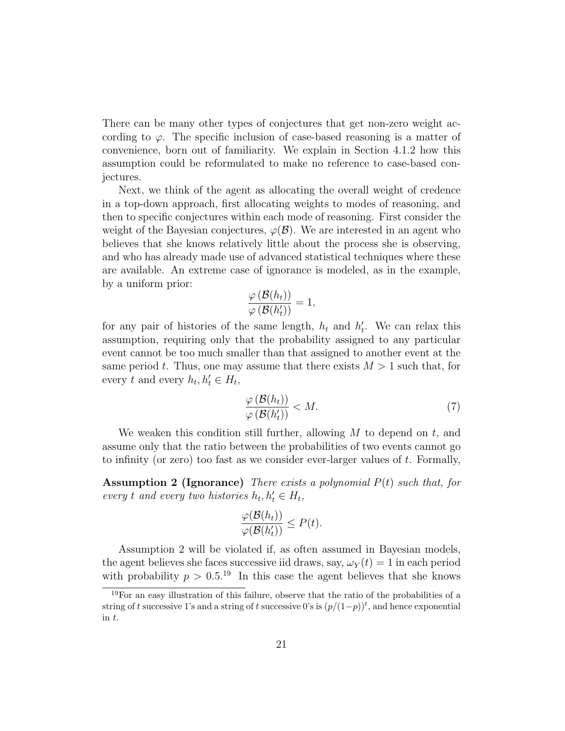There can be many other types of conjectures that get non-zero weight according to $\varphi$. The specific inclusion of case-based reasoning is a matter of convenience, born out of familiarity. We explain in Section 4.1.2 how this assumption could be reformulated to make no reference to case-based conjectures.

Next, we think of the agent as allocating the overall weight of credence in a top-down approach, first allocating weights to modes of reasoning, and then to specific conjectures within each mode of reasoning. First consider the weight of the Bayesian conjectures, $\varphi(\mathcal{B})$. We are interested in an agent who believes that she knows relatively little about the process she is observing, and who has already made use of advanced statistical techniques where these are available. An extreme case of ignorance is modeled, as in the example, by a uniform prior:

$$\frac{\varphi\left(\mathcal{B}(h_t)\right)}{\varphi\left(\mathcal{B}(h'_t)\right)} = 1,$$

for any pair of histories of the same length, $h_t$ and $h'_t$. We can relax this assumption, requiring only that the probability assigned to any particular event cannot be too much smaller than that assigned to another event at the same period $t$. Thus, one may assume that there exists $M > 1$ such that, for every $t$ and every $h_t, h'_t \in H_t$,

$$\frac{\varphi\left(\mathcal{B}(h_t)\right)}{\varphi\left(\mathcal{B}(h'_t)\right)} < M. \tag{7}$$

We weaken this condition still further, allowing $M$ to depend on $t$, and assume only that the ratio between the probabilities of two events cannot go to infinity (or zero) too fast as we consider ever-larger values of $t$. Formally,

**Assumption 2 (Ignorance)** *There exists a polynomial $P(t)$ such that, for every $t$ and every two histories $h_t, h'_t \in H_t$,*

$$\frac{\varphi(\mathcal{B}(h_t))}{\varphi(\mathcal{B}(h'_t))} \leq P(t).$$

Assumption 2 will be violated if, as often assumed in Bayesian models, the agent believes she faces successive iid draws, say, $\omega_Y(t) = 1$ in each period with probability $p > 0.5$.[19] In this case the agent believes that she knows

[19]For an easy illustration of this failure, observe that the ratio of the probabilities of a string of $t$ successive 1's and a string of $t$ successive 0's is $(p/(1-p))^t$, and hence exponential in $t$.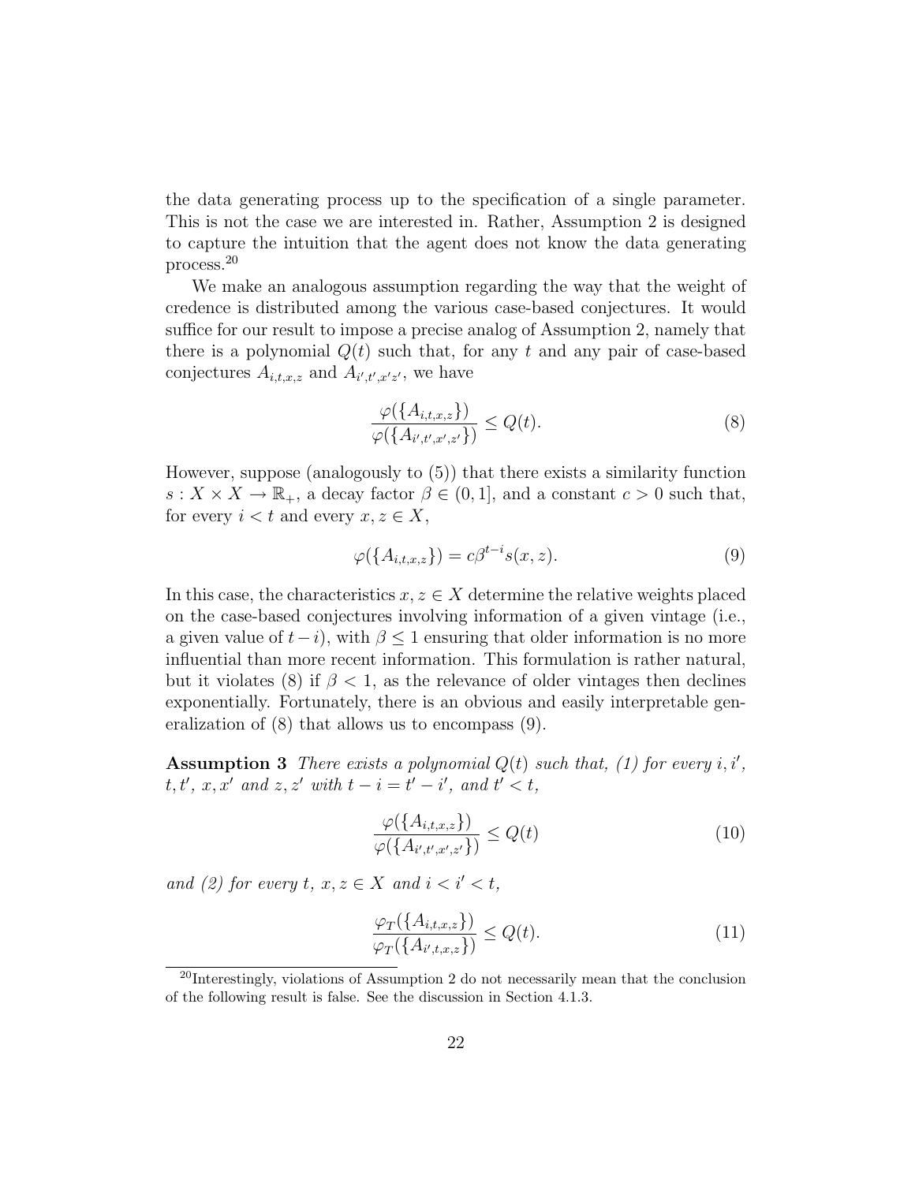the data generating process up to the specification of a single parameter. This is not the case we are interested in. Rather, Assumption 2 is designed to capture the intuition that the agent does not know the data generating process.[20]

We make an analogous assumption regarding the way that the weight of credence is distributed among the various case-based conjectures. It would suffice for our result to impose a precise analog of Assumption 2, namely that there is a polynomial $Q(t)$ such that, for any $t$ and any pair of case-based conjectures $A_{i,t,x,z}$ and $A_{i',t',x'z'}$, we have

$$\frac{\varphi(\{A_{i,t,x,z}\})}{\varphi(\{A_{i',t',x',z'}\})} \leq Q(t). \tag{8}$$

However, suppose (analogously to (5)) that there exists a similarity function $s : X \times X \to \mathbb{R}_+$, a decay factor $\beta \in (0, 1]$, and a constant $c > 0$ such that, for every $i < t$ and every $x, z \in X$,

$$\varphi(\{A_{i,t,x,z}\}) = c\beta^{t-i}s(x, z). \tag{9}$$

In this case, the characteristics $x, z \in X$ determine the relative weights placed on the case-based conjectures involving information of a given vintage (i.e., a given value of $t-i$), with $\beta \leq 1$ ensuring that older information is no more influential than more recent information. This formulation is rather natural, but it violates (8) if $\beta < 1$, as the relevance of older vintages then declines exponentially. Fortunately, there is an obvious and easily interpretable generalization of (8) that allows us to encompass (9).

**Assumption 3** *There exists a polynomial $Q(t)$ such that, (1) for every $i, i'$, $t, t'$, $x, x'$ and $z, z'$ with $t - i = t' - i'$, and $t' < t$,*

$$\frac{\varphi(\{A_{i,t,x,z}\})}{\varphi(\{A_{i',t',x',z'}\})} \leq Q(t) \tag{10}$$

*and (2) for every $t$, $x, z \in X$ and $i < i' < t$,*

$$\frac{\varphi_T(\{A_{i,t,x,z}\})}{\varphi_T(\{A_{i',t,x,z}\})} \leq Q(t). \tag{11}$$

[20] Interestingly, violations of Assumption 2 do not necessarily mean that the conclusion of the following result is false. See the discussion in Section 4.1.3.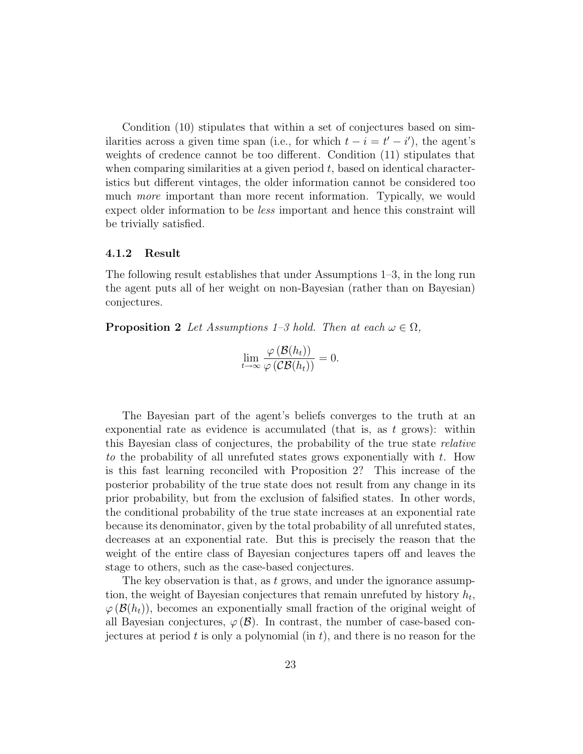Condition (10) stipulates that within a set of conjectures based on similarities across a given time span (i.e., for which $t - i = t' - i'$), the agent's weights of credence cannot be too different. Condition (11) stipulates that when comparing similarities at a given period $t$, based on identical characteristics but different vintages, the older information cannot be considered too much *more* important than more recent information. Typically, we would expect older information to be *less* important and hence this constraint will be trivially satisfied.

#### 4.1.2 Result

The following result establishes that under Assumptions 1–3, in the long run the agent puts all of her weight on non-Bayesian (rather than on Bayesian) conjectures.

**Proposition 2** *Let Assumptions 1–3 hold. Then at each $\omega \in \Omega$,*

$$\lim_{t \to \infty} \frac{\varphi(\mathcal{B}(h_t))}{\varphi(\mathcal{CB}(h_t))} = 0.$$

The Bayesian part of the agent's beliefs converges to the truth at an exponential rate as evidence is accumulated (that is, as $t$ grows): within this Bayesian class of conjectures, the probability of the true state *relative to* the probability of all unrefuted states grows exponentially with $t$. How is this fast learning reconciled with Proposition 2? This increase of the posterior probability of the true state does not result from any change in its prior probability, but from the exclusion of falsified states. In other words, the conditional probability of the true state increases at an exponential rate because its denominator, given by the total probability of all unrefuted states, decreases at an exponential rate. But this is precisely the reason that the weight of the entire class of Bayesian conjectures tapers off and leaves the stage to others, such as the case-based conjectures.

The key observation is that, as $t$ grows, and under the ignorance assumption, the weight of Bayesian conjectures that remain unrefuted by history $h_t$, $\varphi(\mathcal{B}(h_t))$, becomes an exponentially small fraction of the original weight of all Bayesian conjectures, $\varphi(\mathcal{B})$. In contrast, the number of case-based conjectures at period $t$ is only a polynomial (in $t$), and there is no reason for the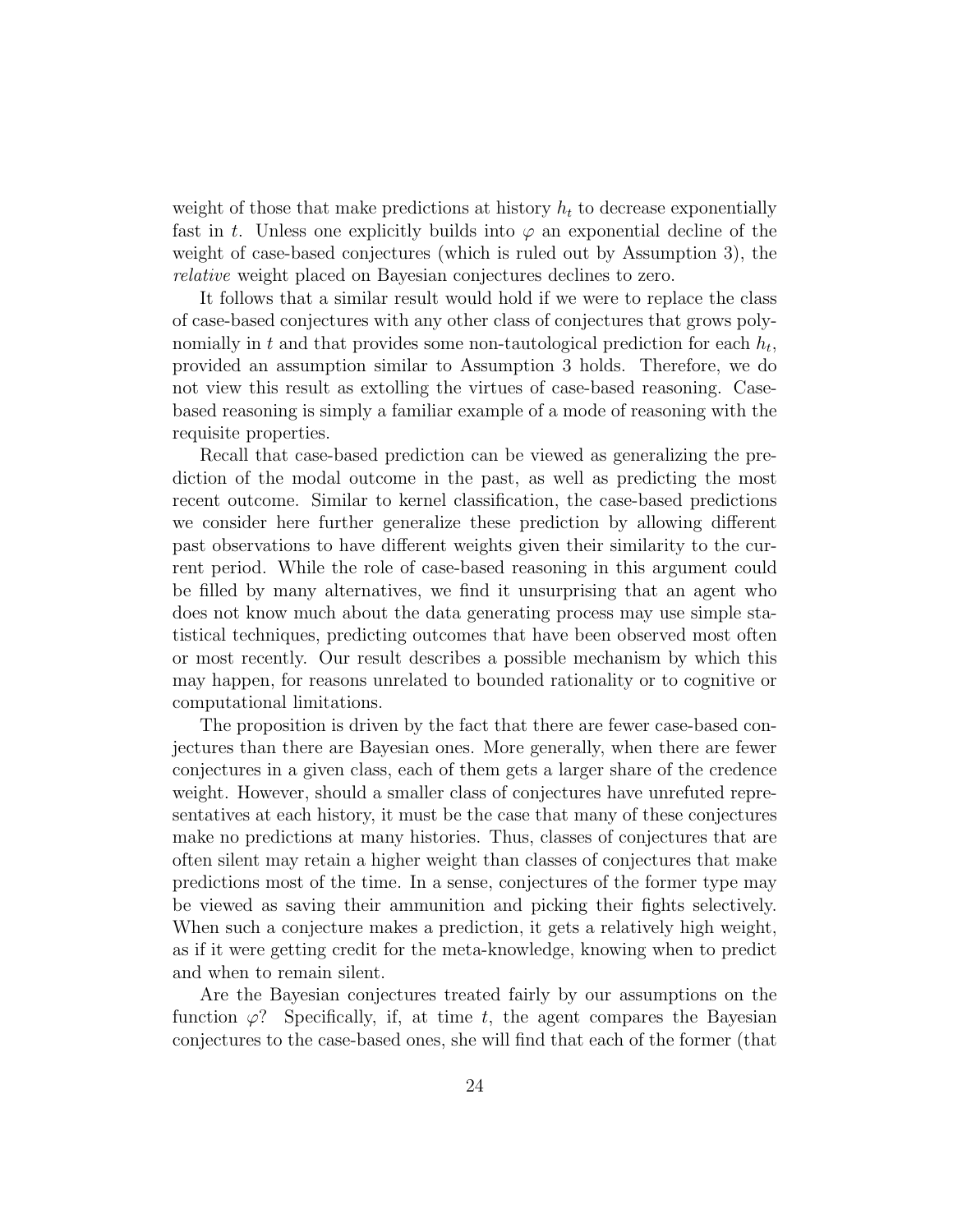weight of those that make predictions at history $h_t$ to decrease exponentially fast in $t$. Unless one explicitly builds into $\varphi$ an exponential decline of the weight of case-based conjectures (which is ruled out by Assumption 3), the *relative* weight placed on Bayesian conjectures declines to zero.

It follows that a similar result would hold if we were to replace the class of case-based conjectures with any other class of conjectures that grows polynomially in $t$ and that provides some non-tautological prediction for each $h_t$, provided an assumption similar to Assumption 3 holds. Therefore, we do not view this result as extolling the virtues of case-based reasoning. Case-based reasoning is simply a familiar example of a mode of reasoning with the requisite properties.

Recall that case-based prediction can be viewed as generalizing the prediction of the modal outcome in the past, as well as predicting the most recent outcome. Similar to kernel classification, the case-based predictions we consider here further generalize these prediction by allowing different past observations to have different weights given their similarity to the current period. While the role of case-based reasoning in this argument could be filled by many alternatives, we find it unsurprising that an agent who does not know much about the data generating process may use simple statistical techniques, predicting outcomes that have been observed most often or most recently. Our result describes a possible mechanism by which this may happen, for reasons unrelated to bounded rationality or to cognitive or computational limitations.

The proposition is driven by the fact that there are fewer case-based conjectures than there are Bayesian ones. More generally, when there are fewer conjectures in a given class, each of them gets a larger share of the credence weight. However, should a smaller class of conjectures have unrefuted representatives at each history, it must be the case that many of these conjectures make no predictions at many histories. Thus, classes of conjectures that are often silent may retain a higher weight than classes of conjectures that make predictions most of the time. In a sense, conjectures of the former type may be viewed as saving their ammunition and picking their fights selectively. When such a conjecture makes a prediction, it gets a relatively high weight, as if it were getting credit for the meta-knowledge, knowing when to predict and when to remain silent.

Are the Bayesian conjectures treated fairly by our assumptions on the function $\varphi$? Specifically, if, at time $t$, the agent compares the Bayesian conjectures to the case-based ones, she will find that each of the former (that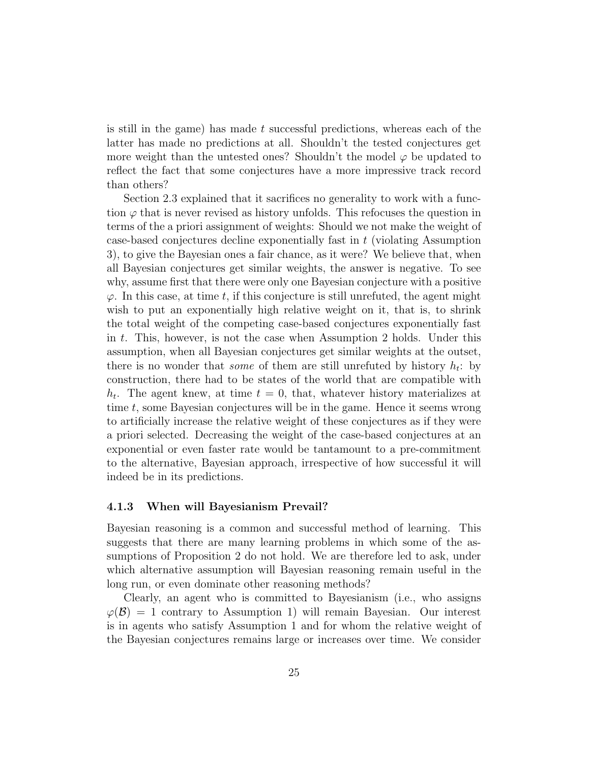is still in the game) has made $t$ successful predictions, whereas each of the latter has made no predictions at all. Shouldn't the tested conjectures get more weight than the untested ones? Shouldn't the model $\varphi$ be updated to reflect the fact that some conjectures have a more impressive track record than others?

Section 2.3 explained that it sacrifices no generality to work with a function $\varphi$ that is never revised as history unfolds. This refocuses the question in terms of the a priori assignment of weights: Should we not make the weight of case-based conjectures decline exponentially fast in $t$ (violating Assumption 3), to give the Bayesian ones a fair chance, as it were? We believe that, when all Bayesian conjectures get similar weights, the answer is negative. To see why, assume first that there were only one Bayesian conjecture with a positive $\varphi$. In this case, at time $t$, if this conjecture is still unrefuted, the agent might wish to put an exponentially high relative weight on it, that is, to shrink the total weight of the competing case-based conjectures exponentially fast in $t$. This, however, is not the case when Assumption 2 holds. Under this assumption, when all Bayesian conjectures get similar weights at the outset, there is no wonder that *some* of them are still unrefuted by history $h_t$: by construction, there had to be states of the world that are compatible with $h_t$. The agent knew, at time $t = 0$, that, whatever history materializes at time $t$, some Bayesian conjectures will be in the game. Hence it seems wrong to artificially increase the relative weight of these conjectures as if they were a priori selected. Decreasing the weight of the case-based conjectures at an exponential or even faster rate would be tantamount to a pre-commitment to the alternative, Bayesian approach, irrespective of how successful it will indeed be in its predictions.

### 4.1.3 When will Bayesianism Prevail?

Bayesian reasoning is a common and successful method of learning. This suggests that there are many learning problems in which some of the assumptions of Proposition 2 do not hold. We are therefore led to ask, under which alternative assumption will Bayesian reasoning remain useful in the long run, or even dominate other reasoning methods?

Clearly, an agent who is committed to Bayesianism (i.e., who assigns $\varphi(\mathcal{B}) = 1$ contrary to Assumption 1) will remain Bayesian. Our interest is in agents who satisfy Assumption 1 and for whom the relative weight of the Bayesian conjectures remains large or increases over time. We consider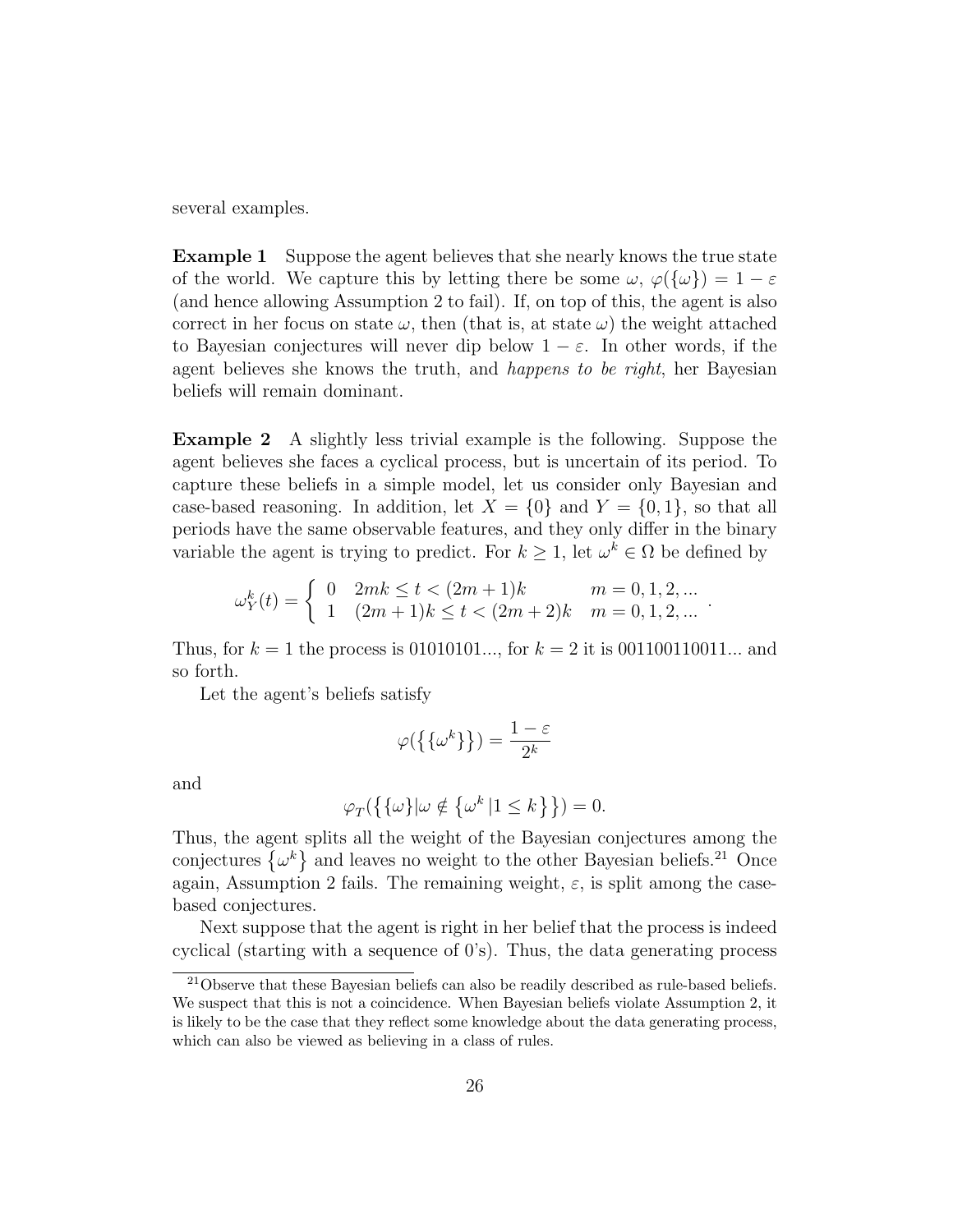several examples.

**Example 1** Suppose the agent believes that she nearly knows the true state of the world. We capture this by letting there be some $\omega$, $\varphi(\{\omega\}) = 1 - \varepsilon$ (and hence allowing Assumption 2 to fail). If, on top of this, the agent is also correct in her focus on state $\omega$, then (that is, at state $\omega$) the weight attached to Bayesian conjectures will never dip below $1 - \varepsilon$. In other words, if the agent believes she knows the truth, and *happens to be right*, her Bayesian beliefs will remain dominant.

**Example 2** A slightly less trivial example is the following. Suppose the agent believes she faces a cyclical process, but is uncertain of its period. To capture these beliefs in a simple model, let us consider only Bayesian and case-based reasoning. In addition, let $X = \{0\}$ and $Y = \{0, 1\}$, so that all periods have the same observable features, and they only differ in the binary variable the agent is trying to predict. For $k \geq 1$, let $\omega^k \in \Omega$ be defined by

$$\omega_Y^k(t) = \begin{cases} 0 & 2mk \leq t < (2m+1)k \qquad m = 0, 1, 2, ... \\ 1 & (2m+1)k \leq t < (2m+2)k \quad m = 0, 1, 2, ... \end{cases}.$$

Thus, for $k = 1$ the process is 01010101..., for $k = 2$ it is 001100110011... and so forth.

Let the agent's beliefs satisfy

$$\varphi(\{\{\omega^k\}\}) = \frac{1 - \varepsilon}{2^k}$$

and

$$\varphi_T(\{\{\omega\} | \omega \notin \{\omega^k \, | 1 \leq k\}\}) = 0.$$

Thus, the agent splits all the weight of the Bayesian conjectures among the conjectures $\{\omega^k\}$ and leaves no weight to the other Bayesian beliefs.[21] Once again, Assumption 2 fails. The remaining weight, $\varepsilon$, is split among the case-based conjectures.

Next suppose that the agent is right in her belief that the process is indeed cyclical (starting with a sequence of 0's). Thus, the data generating process

[21] Observe that these Bayesian beliefs can also be readily described as rule-based beliefs. We suspect that this is not a coincidence. When Bayesian beliefs violate Assumption 2, it is likely to be the case that they reflect some knowledge about the data generating process, which can also be viewed as believing in a class of rules.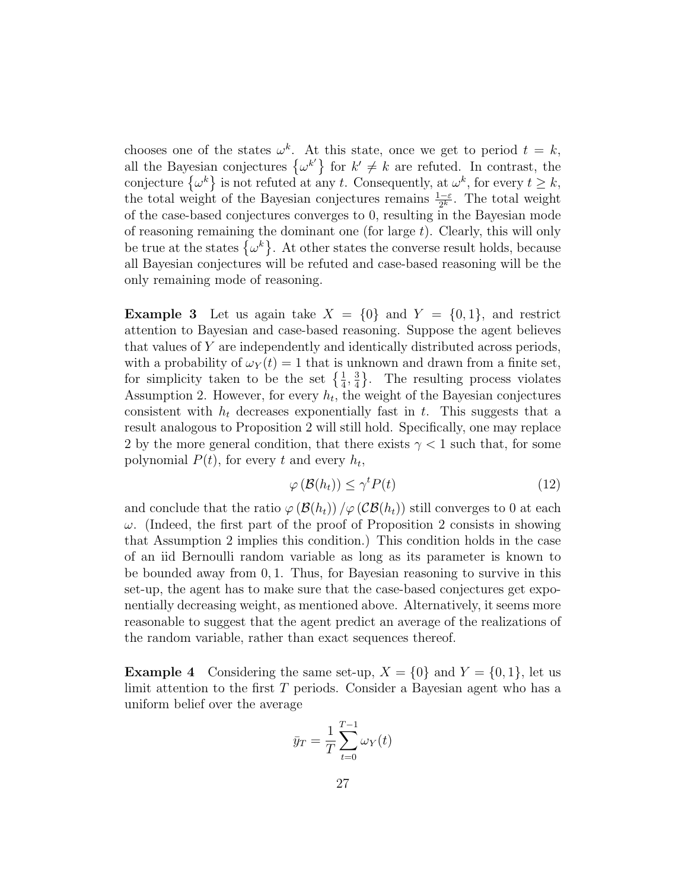chooses one of the states $\omega^k$. At this state, once we get to period $t = k$, all the Bayesian conjectures $\{\omega^{k'}\}$ for $k' \neq k$ are refuted. In contrast, the conjecture $\{\omega^k\}$ is not refuted at any $t$. Consequently, at $\omega^k$, for every $t \geq k$, the total weight of the Bayesian conjectures remains $\frac{1-\varepsilon}{2^k}$. The total weight of the case-based conjectures converges to 0, resulting in the Bayesian mode of reasoning remaining the dominant one (for large $t$). Clearly, this will only be true at the states $\{\omega^k\}$. At other states the converse result holds, because all Bayesian conjectures will be refuted and case-based reasoning will be the only remaining mode of reasoning.

**Example 3** Let us again take $X = \{0\}$ and $Y = \{0, 1\}$, and restrict attention to Bayesian and case-based reasoning. Suppose the agent believes that values of $Y$ are independently and identically distributed across periods, with a probability of $\omega_Y(t) = 1$ that is unknown and drawn from a finite set, for simplicity taken to be the set $\{\frac{1}{4}, \frac{3}{4}\}$. The resulting process violates Assumption 2. However, for every $h_t$, the weight of the Bayesian conjectures consistent with $h_t$ decreases exponentially fast in $t$. This suggests that a result analogous to Proposition 2 will still hold. Specifically, one may replace 2 by the more general condition, that there exists $\gamma < 1$ such that, for some polynomial $P(t)$, for every $t$ and every $h_t$,

$$\varphi(\mathcal{B}(h_t)) \leq \gamma^t P(t) \tag{12}$$

and conclude that the ratio $\varphi(\mathcal{B}(h_t)) / \varphi(\mathcal{CB}(h_t))$ still converges to 0 at each $\omega$. (Indeed, the first part of the proof of Proposition 2 consists in showing that Assumption 2 implies this condition.) This condition holds in the case of an iid Bernoulli random variable as long as its parameter is known to be bounded away from $0, 1$. Thus, for Bayesian reasoning to survive in this set-up, the agent has to make sure that the case-based conjectures get exponentially decreasing weight, as mentioned above. Alternatively, it seems more reasonable to suggest that the agent predict an average of the realizations of the random variable, rather than exact sequences thereof.

**Example 4** Considering the same set-up, $X = \{0\}$ and $Y = \{0, 1\}$, let us limit attention to the first $T$ periods. Consider a Bayesian agent who has a uniform belief over the average

$$\bar{y}_T = \frac{1}{T} \sum_{t=0}^{T-1} \omega_Y(t)$$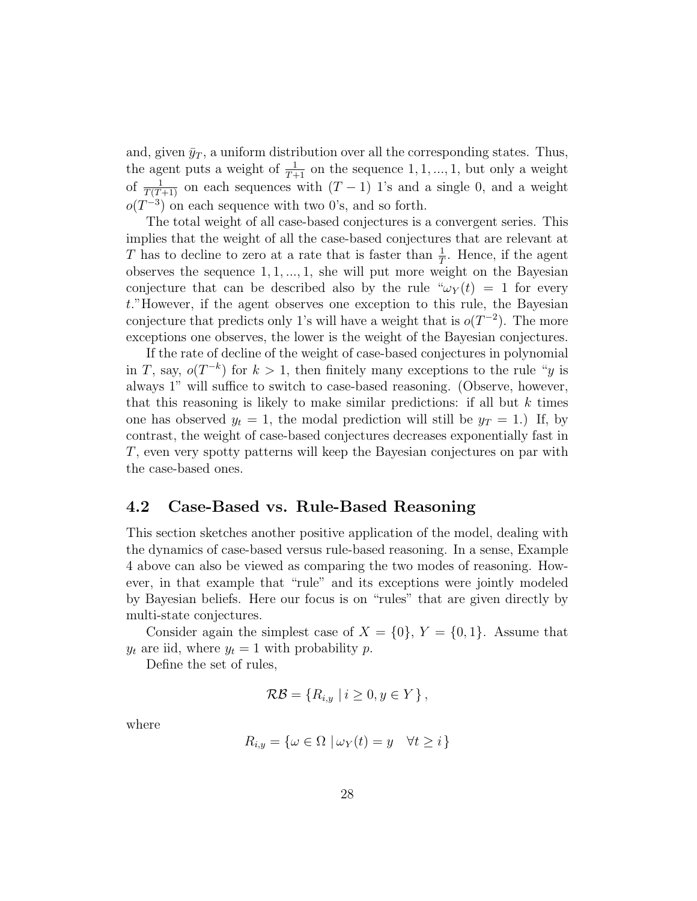and, given $\bar{y}_T$, a uniform distribution over all the corresponding states. Thus, the agent puts a weight of $\frac{1}{T+1}$ on the sequence $1, 1, ..., 1$, but only a weight of $\frac{1}{T(T+1)}$ on each sequences with $(T-1)$ 1's and a single 0, and a weight $o(T^{-3})$ on each sequence with two 0's, and so forth.

The total weight of all case-based conjectures is a convergent series. This implies that the weight of all the case-based conjectures that are relevant at $T$ has to decline to zero at a rate that is faster than $\frac{1}{T}$. Hence, if the agent observes the sequence $1, 1, ..., 1$, she will put more weight on the Bayesian conjecture that can be described also by the rule "$\omega_Y(t) = 1$ for every $t$."However, if the agent observes one exception to this rule, the Bayesian conjecture that predicts only 1's will have a weight that is $o(T^{-2})$. The more exceptions one observes, the lower is the weight of the Bayesian conjectures.

If the rate of decline of the weight of case-based conjectures in polynomial in $T$, say, $o(T^{-k})$ for $k > 1$, then finitely many exceptions to the rule "$y$ is always 1" will suffice to switch to case-based reasoning. (Observe, however, that this reasoning is likely to make similar predictions: if all but $k$ times one has observed $y_t = 1$, the modal prediction will still be $y_T = 1$.) If, by contrast, the weight of case-based conjectures decreases exponentially fast in $T$, even very spotty patterns will keep the Bayesian conjectures on par with the case-based ones.

## 4.2 Case-Based vs. Rule-Based Reasoning

This section sketches another positive application of the model, dealing with the dynamics of case-based versus rule-based reasoning. In a sense, Example 4 above can also be viewed as comparing the two modes of reasoning. However, in that example that "rule" and its exceptions were jointly modeled by Bayesian beliefs. Here our focus is on "rules" that are given directly by multi-state conjectures.

Consider again the simplest case of $X = \{0\}$, $Y = \{0, 1\}$. Assume that $y_t$ are iid, where $y_t = 1$ with probability $p$.

Define the set of rules,

$$\mathcal{RB} = \{R_{i,y} \mid i \geq 0, y \in Y\},$$

where

$$R_{i,y} = \{\omega \in \Omega \mid \omega_Y(t) = y \quad \forall t \geq i\}$$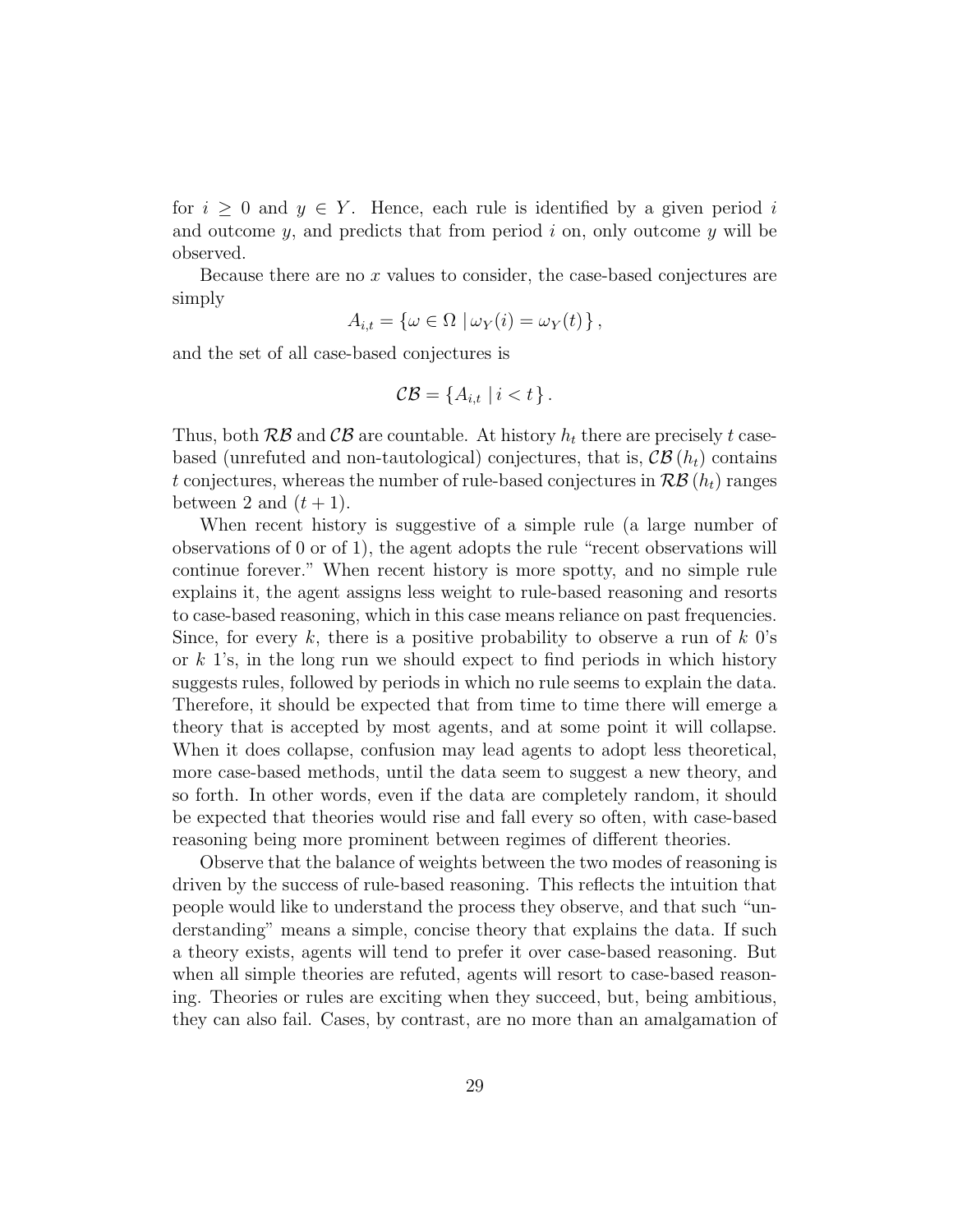for $i \geq 0$ and $y \in Y$. Hence, each rule is identified by a given period $i$ and outcome $y$, and predicts that from period $i$ on, only outcome $y$ will be observed.

Because there are no $x$ values to consider, the case-based conjectures are simply

$$A_{i,t} = \{\omega \in \Omega \mid \omega_Y(i) = \omega_Y(t)\},$$

and the set of all case-based conjectures is

$$\mathcal{CB} = \{A_{i,t} \mid i < t\}.$$

Thus, both $\mathcal{RB}$ and $\mathcal{CB}$ are countable. At history $h_t$ there are precisely $t$ case-based (unrefuted and non-tautological) conjectures, that is, $\mathcal{CB}(h_t)$ contains $t$ conjectures, whereas the number of rule-based conjectures in $\mathcal{RB}(h_t)$ ranges between 2 and $(t+1)$.

When recent history is suggestive of a simple rule (a large number of observations of 0 or of 1), the agent adopts the rule "recent observations will continue forever." When recent history is more spotty, and no simple rule explains it, the agent assigns less weight to rule-based reasoning and resorts to case-based reasoning, which in this case means reliance on past frequencies. Since, for every $k$, there is a positive probability to observe a run of $k$ 0's or $k$ 1's, in the long run we should expect to find periods in which history suggests rules, followed by periods in which no rule seems to explain the data. Therefore, it should be expected that from time to time there will emerge a theory that is accepted by most agents, and at some point it will collapse. When it does collapse, confusion may lead agents to adopt less theoretical, more case-based methods, until the data seem to suggest a new theory, and so forth. In other words, even if the data are completely random, it should be expected that theories would rise and fall every so often, with case-based reasoning being more prominent between regimes of different theories.

Observe that the balance of weights between the two modes of reasoning is driven by the success of rule-based reasoning. This reflects the intuition that people would like to understand the process they observe, and that such "understanding" means a simple, concise theory that explains the data. If such a theory exists, agents will tend to prefer it over case-based reasoning. But when all simple theories are refuted, agents will resort to case-based reasoning. Theories or rules are exciting when they succeed, but, being ambitious, they can also fail. Cases, by contrast, are no more than an amalgamation of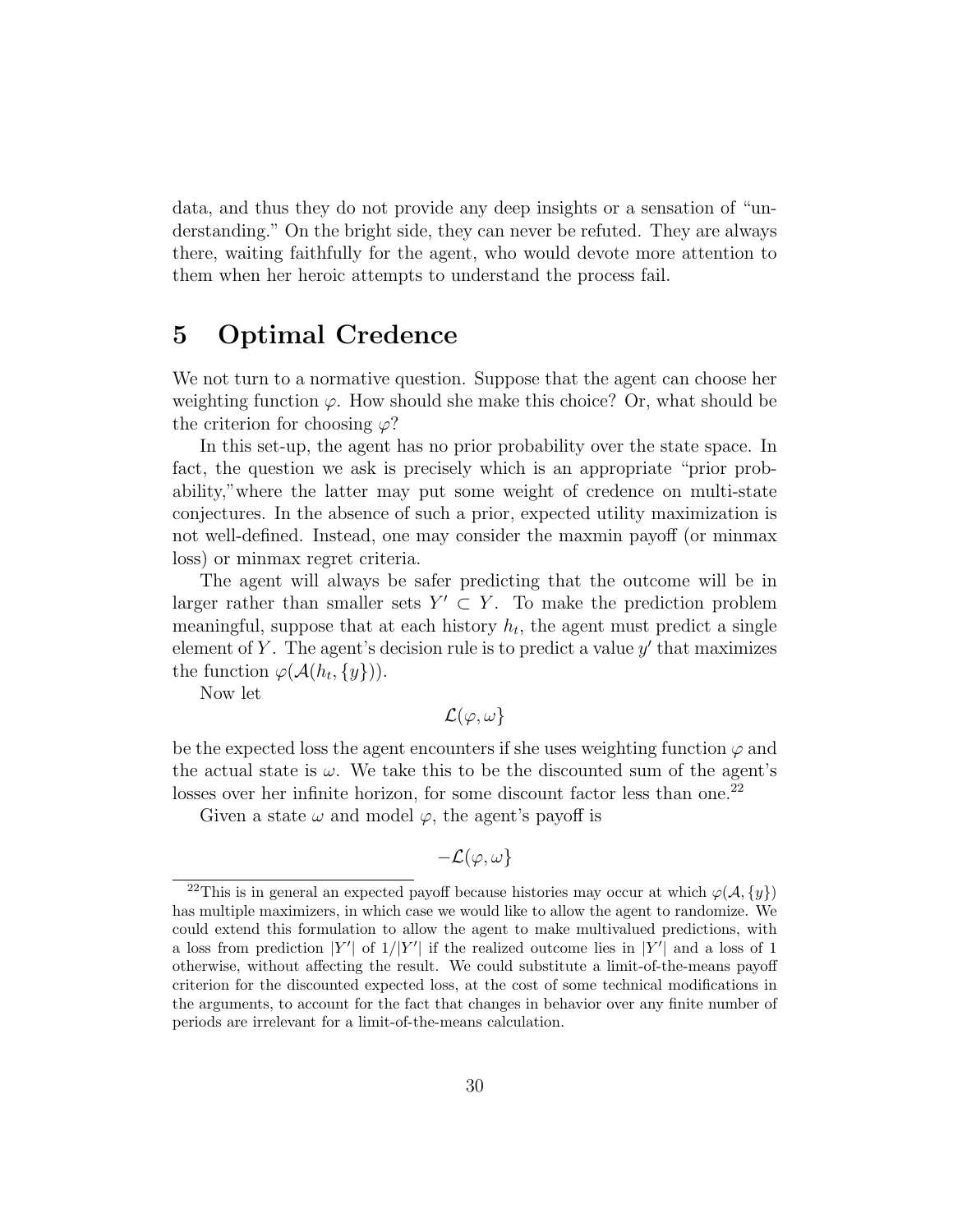data, and thus they do not provide any deep insights or a sensation of "understanding." On the bright side, they can never be refuted. They are always there, waiting faithfully for the agent, who would devote more attention to them when her heroic attempts to understand the process fail.

# 5 Optimal Credence

We not turn to a normative question. Suppose that the agent can choose her weighting function $\varphi$. How should she make this choice? Or, what should be the criterion for choosing $\varphi$?

In this set-up, the agent has no prior probability over the state space. In fact, the question we ask is precisely which is an appropriate "prior probability,"where the latter may put some weight of credence on multi-state conjectures. In the absence of such a prior, expected utility maximization is not well-defined. Instead, one may consider the maxmin payoff (or minmax loss) or minmax regret criteria.

The agent will always be safer predicting that the outcome will be in larger rather than smaller sets $Y' \subset Y$. To make the prediction problem meaningful, suppose that at each history $h_t$, the agent must predict a single element of $Y$. The agent's decision rule is to predict a value $y'$ that maximizes the function $\varphi(\mathcal{A}(h_t, \{y\}))$.

Now let

$$\mathcal{L}(\varphi, \omega\}$$

be the expected loss the agent encounters if she uses weighting function $\varphi$ and the actual state is $\omega$. We take this to be the discounted sum of the agent's losses over her infinite horizon, for some discount factor less than one.[22]

Given a state $\omega$ and model $\varphi$, the agent's payoff is

$$-\mathcal{L}(\varphi, \omega\}$$

[22]This is in general an expected payoff because histories may occur at which $\varphi(\mathcal{A}, \{y\})$ has multiple maximizers, in which case we would like to allow the agent to randomize. We could extend this formulation to allow the agent to make multivalued predictions, with a loss from prediction $|Y'|$ of $1/|Y'|$ if the realized outcome lies in $|Y'|$ and a loss of 1 otherwise, without affecting the result. We could substitute a limit-of-the-means payoff criterion for the discounted expected loss, at the cost of some technical modifications in the arguments, to account for the fact that changes in behavior over any finite number of periods are irrelevant for a limit-of-the-means calculation.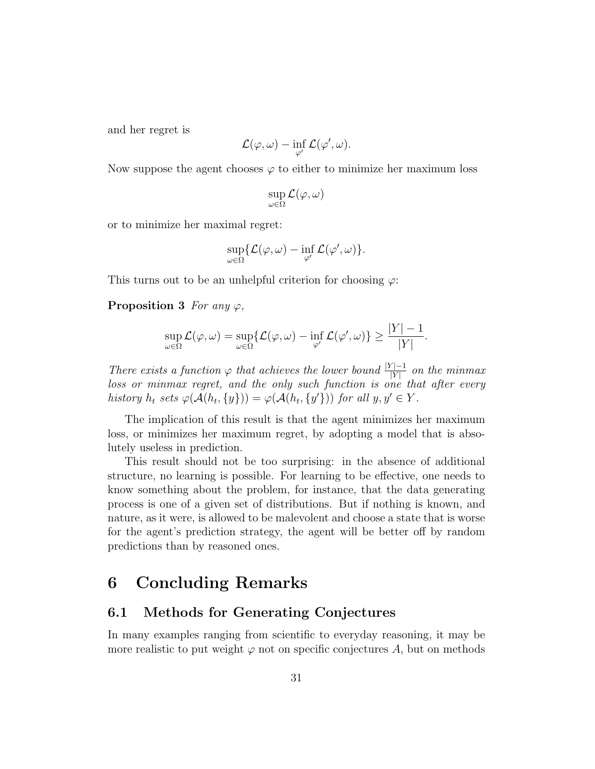and her regret is

$$\mathcal{L}(\varphi, \omega) - \inf_{\varphi'} \mathcal{L}(\varphi', \omega).$$

Now suppose the agent chooses $\varphi$ to either to minimize her maximum loss

$$\sup_{\omega \in \Omega} \mathcal{L}(\varphi, \omega)$$

or to minimize her maximal regret:

$$\sup_{\omega \in \Omega} \{\mathcal{L}(\varphi, \omega) - \inf_{\varphi'} \mathcal{L}(\varphi', \omega)\}.$$

This turns out to be an unhelpful criterion for choosing $\varphi$:

**Proposition 3** *For any $\varphi$,*

$$\sup_{\omega \in \Omega} \mathcal{L}(\varphi, \omega) = \sup_{\omega \in \Omega} \{\mathcal{L}(\varphi, \omega) - \inf_{\varphi'} \mathcal{L}(\varphi', \omega)\} \geq \frac{|Y| - 1}{|Y|}.$$

*There exists a function $\varphi$ that achieves the lower bound $\frac{|Y|-1}{|Y|}$ on the minmax loss or minmax regret, and the only such function is one that after every history $h_t$ sets $\varphi(\mathcal{A}(h_t, \{y\})) = \varphi(\mathcal{A}(h_t, \{y'\}))$ for all $y, y' \in Y$.*

The implication of this result is that the agent minimizes her maximum loss, or minimizes her maximum regret, by adopting a model that is absolutely useless in prediction.

This result should not be too surprising: in the absence of additional structure, no learning is possible. For learning to be effective, one needs to know something about the problem, for instance, that the data generating process is one of a given set of distributions. But if nothing is known, and nature, as it were, is allowed to be malevolent and choose a state that is worse for the agent's prediction strategy, the agent will be better off by random predictions than by reasoned ones.

# 6 Concluding Remarks

## 6.1 Methods for Generating Conjectures

In many examples ranging from scientific to everyday reasoning, it may be more realistic to put weight $\varphi$ not on specific conjectures $A$, but on methods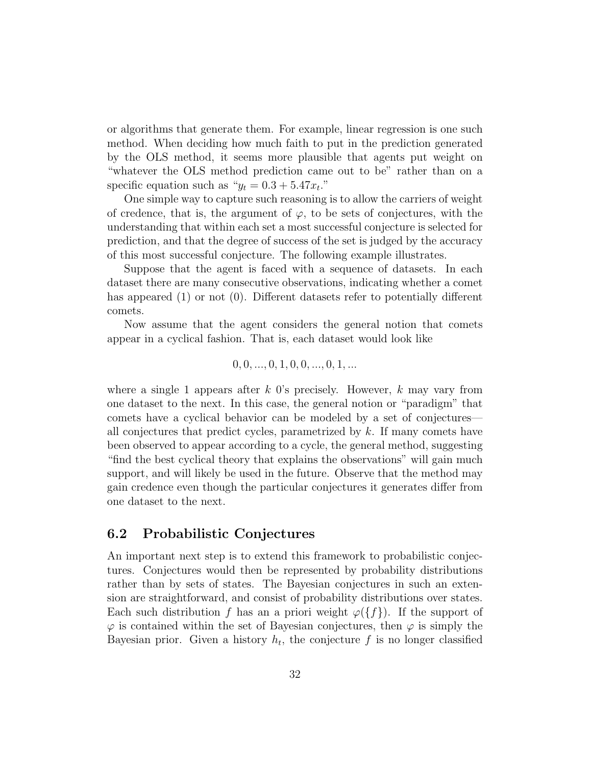or algorithms that generate them. For example, linear regression is one such method. When deciding how much faith to put in the prediction generated by the OLS method, it seems more plausible that agents put weight on "whatever the OLS method prediction came out to be" rather than on a specific equation such as "$y_t = 0.3 + 5.47x_t$."

One simple way to capture such reasoning is to allow the carriers of weight of credence, that is, the argument of $\varphi$, to be sets of conjectures, with the understanding that within each set a most successful conjecture is selected for prediction, and that the degree of success of the set is judged by the accuracy of this most successful conjecture. The following example illustrates.

Suppose that the agent is faced with a sequence of datasets. In each dataset there are many consecutive observations, indicating whether a comet has appeared (1) or not (0). Different datasets refer to potentially different comets.

Now assume that the agent considers the general notion that comets appear in a cyclical fashion. That is, each dataset would look like

$$0, 0, ..., 0, 1, 0, 0, ..., 0, 1, ...$$

where a single 1 appears after $k$ 0's precisely. However, $k$ may vary from one dataset to the next. In this case, the general notion or "paradigm" that comets have a cyclical behavior can be modeled by a set of conjectures—all conjectures that predict cycles, parametrized by $k$. If many comets have been observed to appear according to a cycle, the general method, suggesting "find the best cyclical theory that explains the observations" will gain much support, and will likely be used in the future. Observe that the method may gain credence even though the particular conjectures it generates differ from one dataset to the next.

## 6.2 Probabilistic Conjectures

An important next step is to extend this framework to probabilistic conjectures. Conjectures would then be represented by probability distributions rather than by sets of states. The Bayesian conjectures in such an extension are straightforward, and consist of probability distributions over states. Each such distribution $f$ has an a priori weight $\varphi(\{f\})$. If the support of $\varphi$ is contained within the set of Bayesian conjectures, then $\varphi$ is simply the Bayesian prior. Given a history $h_t$, the conjecture $f$ is no longer classified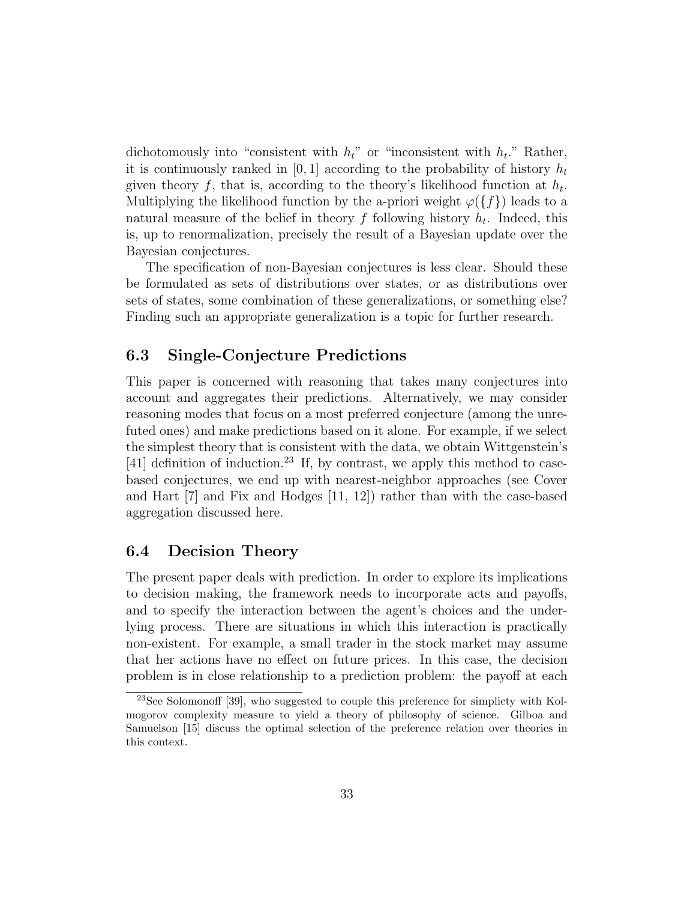dichotomously into "consistent with $h_t$" or "inconsistent with $h_t$." Rather, it is continuously ranked in $[0, 1]$ according to the probability of history $h_t$ given theory $f$, that is, according to the theory's likelihood function at $h_t$. Multiplying the likelihood function by the a-priori weight $\varphi(\{f\})$ leads to a natural measure of the belief in theory $f$ following history $h_t$. Indeed, this is, up to renormalization, precisely the result of a Bayesian update over the Bayesian conjectures.

The specification of non-Bayesian conjectures is less clear. Should these be formulated as sets of distributions over states, or as distributions over sets of states, some combination of these generalizations, or something else? Finding such an appropriate generalization is a topic for further research.

## 6.3 Single-Conjecture Predictions

This paper is concerned with reasoning that takes many conjectures into account and aggregates their predictions. Alternatively, we may consider reasoning modes that focus on a most preferred conjecture (among the unrefuted ones) and make predictions based on it alone. For example, if we select the simplest theory that is consistent with the data, we obtain Wittgenstein's [41] definition of induction.[23] If, by contrast, we apply this method to case-based conjectures, we end up with nearest-neighbor approaches (see Cover and Hart [7] and Fix and Hodges [11, 12]) rather than with the case-based aggregation discussed here.

## 6.4 Decision Theory

The present paper deals with prediction. In order to explore its implications to decision making, the framework needs to incorporate acts and payoffs, and to specify the interaction between the agent's choices and the underlying process. There are situations in which this interaction is practically non-existent. For example, a small trader in the stock market may assume that her actions have no effect on future prices. In this case, the decision problem is in close relationship to a prediction problem: the payoff at each

[23] See Solomonoff [39], who suggested to couple this preference for simplicty with Kolmogorov complexity measure to yield a theory of philosophy of science. Gilboa and Samuelson [15] discuss the optimal selection of the preference relation over theories in this context.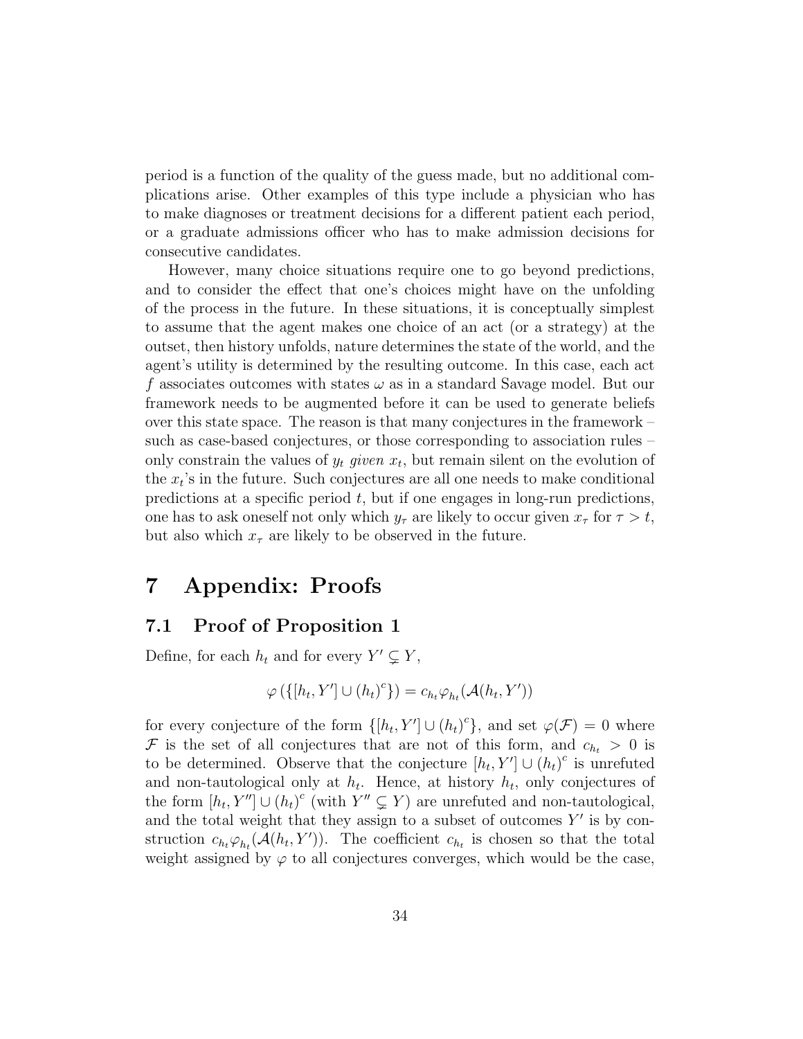period is a function of the quality of the guess made, but no additional complications arise. Other examples of this type include a physician who has to make diagnoses or treatment decisions for a different patient each period, or a graduate admissions officer who has to make admission decisions for consecutive candidates.

However, many choice situations require one to go beyond predictions, and to consider the effect that one's choices might have on the unfolding of the process in the future. In these situations, it is conceptually simplest to assume that the agent makes one choice of an act (or a strategy) at the outset, then history unfolds, nature determines the state of the world, and the agent's utility is determined by the resulting outcome. In this case, each act $f$ associates outcomes with states $\omega$ as in a standard Savage model. But our framework needs to be augmented before it can be used to generate beliefs over this state space. The reason is that many conjectures in the framework – such as case-based conjectures, or those corresponding to association rules – only constrain the values of $y_t$ *given* $x_t$, but remain silent on the evolution of the $x_t$'s in the future. Such conjectures are all one needs to make conditional predictions at a specific period $t$, but if one engages in long-run predictions, one has to ask oneself not only which $y_\tau$ are likely to occur given $x_\tau$ for $\tau > t$, but also which $x_\tau$ are likely to be observed in the future.

# 7 Appendix: Proofs

## 7.1 Proof of Proposition 1

Define, for each $h_t$ and for every $Y' \subsetneq Y$,

$$\varphi\left(\{[h_t, Y'] \cup (h_t)^c\}\right) = c_{h_t}\varphi_{h_t}(\mathcal{A}(h_t, Y'))$$

for every conjecture of the form $\{[h_t, Y'] \cup (h_t)^c\}$, and set $\varphi(\mathcal{F}) = 0$ where $\mathcal{F}$ is the set of all conjectures that are not of this form, and $c_{h_t} > 0$ is to be determined. Observe that the conjecture $[h_t, Y'] \cup (h_t)^c$ is unrefuted and non-tautological only at $h_t$. Hence, at history $h_t$, only conjectures of the form $[h_t, Y''] \cup (h_t)^c$ (with $Y'' \subsetneq Y$) are unrefuted and non-tautological, and the total weight that they assign to a subset of outcomes $Y'$ is by construction $c_{h_t}\varphi_{h_t}(\mathcal{A}(h_t, Y'))$. The coefficient $c_{h_t}$ is chosen so that the total weight assigned by $\varphi$ to all conjectures converges, which would be the case,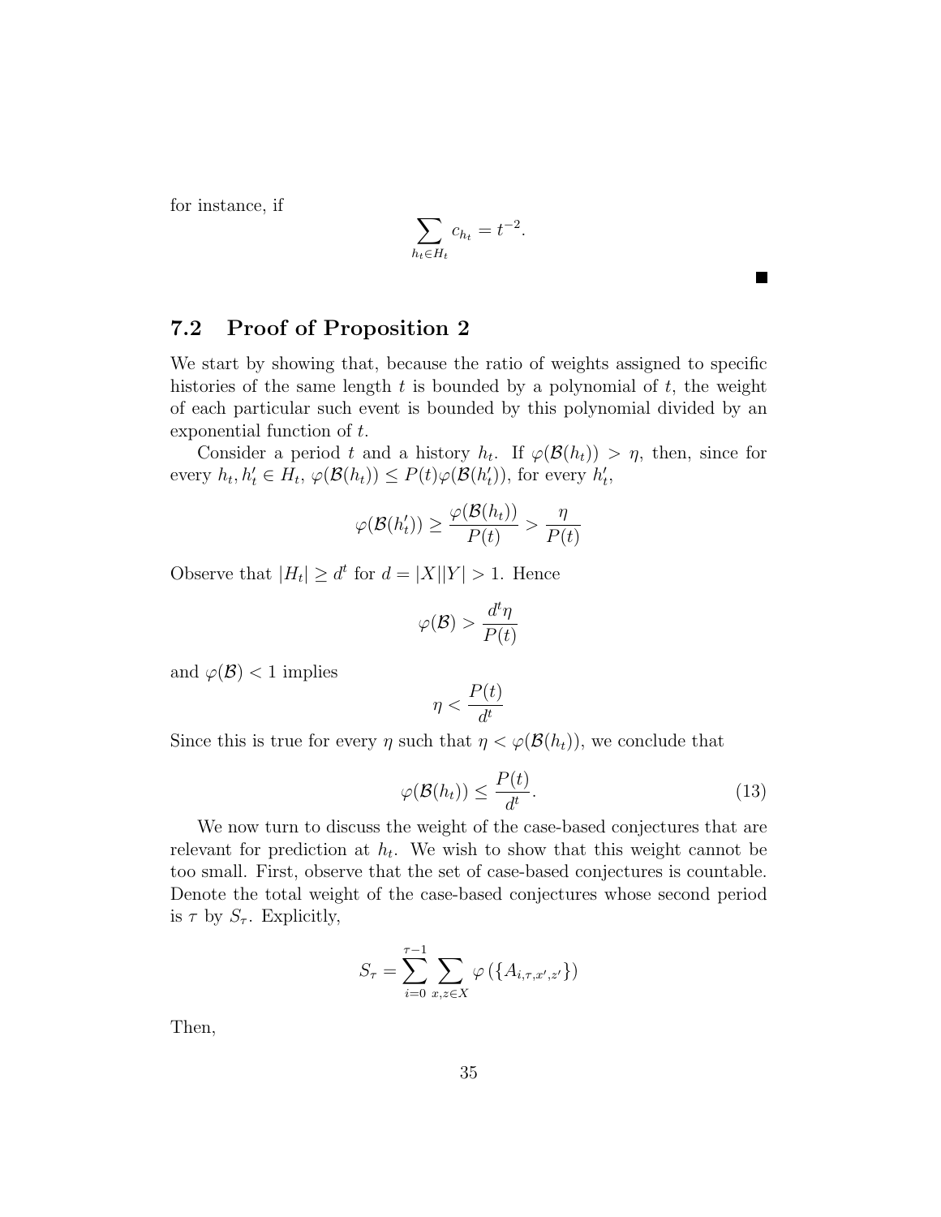for instance, if

$$\sum_{h_t \in H_t} c_{h_t} = t^{-2}.$$

■

## 7.2 Proof of Proposition 2

We start by showing that, because the ratio of weights assigned to specific histories of the same length $t$ is bounded by a polynomial of $t$, the weight of each particular such event is bounded by this polynomial divided by an exponential function of $t$.

Consider a period $t$ and a history $h_t$. If $\varphi(\mathcal{B}(h_t)) > \eta$, then, since for every $h_t, h'_t \in H_t$, $\varphi(\mathcal{B}(h_t)) \leq P(t)\varphi(\mathcal{B}(h'_t))$, for every $h'_t$,

$$\varphi(\mathcal{B}(h'_t)) \geq \frac{\varphi(\mathcal{B}(h_t))}{P(t)} > \frac{\eta}{P(t)}$$

Observe that $|H_t| \geq d^t$ for $d = |X||Y| > 1$. Hence

$$\varphi(\mathcal{B}) > \frac{d^t \eta}{P(t)}$$

and $\varphi(\mathcal{B}) < 1$ implies

$$\eta < \frac{P(t)}{d^t}$$

Since this is true for every $\eta$ such that $\eta < \varphi(\mathcal{B}(h_t))$, we conclude that

$$\varphi(\mathcal{B}(h_t)) \leq \frac{P(t)}{d^t}. \tag{13}$$

We now turn to discuss the weight of the case-based conjectures that are relevant for prediction at $h_t$. We wish to show that this weight cannot be too small. First, observe that the set of case-based conjectures is countable. Denote the total weight of the case-based conjectures whose second period is $\tau$ by $S_\tau$. Explicitly,

$$S_\tau = \sum_{i=0}^{\tau-1} \sum_{x,z \in X} \varphi\left(\{A_{i,\tau,x',z'}\}\right)$$

Then,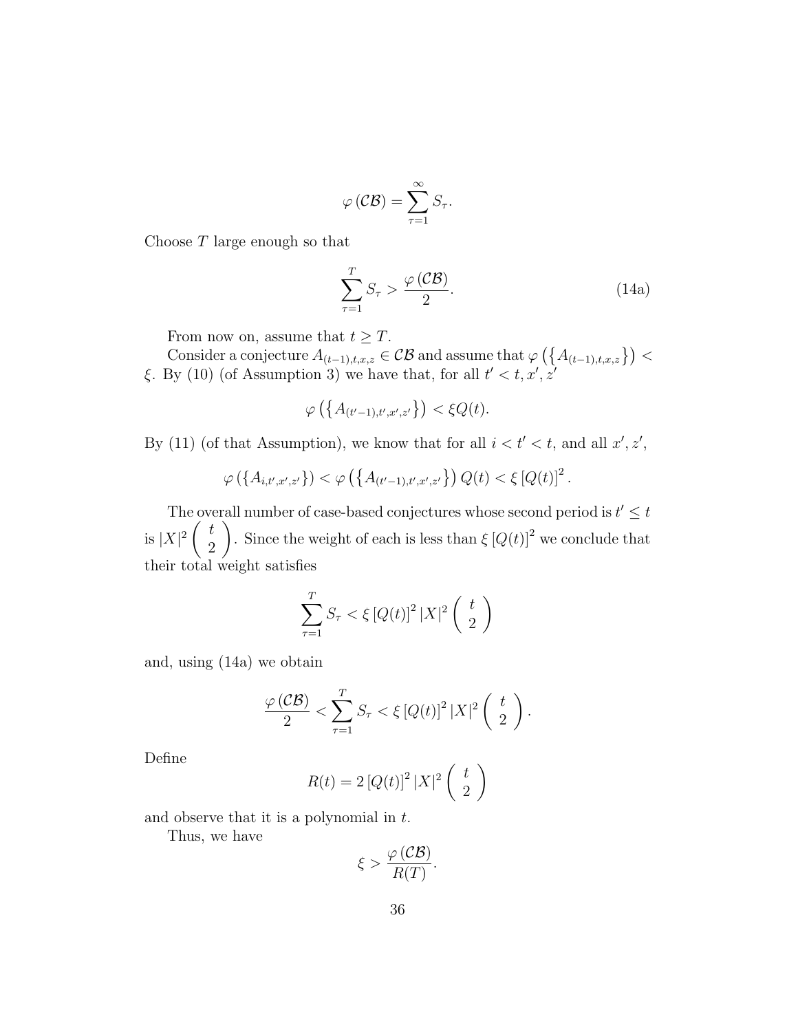$$\varphi\left(\mathcal{CB}\right)=\sum_{\tau=1}^{\infty}S_{\tau}.$$

Choose $T$ large enough so that

$$\sum_{\tau=1}^{T}S_{\tau}>\frac{\varphi\left(\mathcal{CB}\right)}{2}. \tag{14a}$$

From now on, assume that $t\geq T$.

Consider a conjecture $A_{(t-1),t,x,z}\in\mathcal{CB}$ and assume that $\varphi\left(\left\{A_{(t-1),t,x,z}\right\}\right)<\xi$. By (10) (of Assumption 3) we have that, for all $t'<t,x',z'$

$$\varphi\left(\left\{A_{(t'-1),t',x',z'}\right\}\right)<\xi Q(t).$$

By (11) (of that Assumption), we know that for all $i<t'<t$, and all $x',z'$,

$$\varphi\left(\left\{A_{i,t',x',z'}\right\}\right)<\varphi\left(\left\{A_{(t'-1),t',x',z'}\right\}\right)Q(t)<\xi\left[Q(t)\right]^{2}.$$

The overall number of case-based conjectures whose second period is $t'\leq t$ is $|X|^{2}\left(\begin{array}{c}t\\2\end{array}\right)$. Since the weight of each is less than $\xi\left[Q(t)\right]^{2}$ we conclude that their total weight satisfies

$$\sum_{\tau=1}^{T}S_{\tau}<\xi\left[Q(t)\right]^{2}|X|^{2}\left(\begin{array}{c}t\\2\end{array}\right)$$

and, using (14a) we obtain

$$\frac{\varphi\left(\mathcal{CB}\right)}{2}<\sum_{\tau=1}^{T}S_{\tau}<\xi\left[Q(t)\right]^{2}|X|^{2}\left(\begin{array}{c}t\\2\end{array}\right).$$

Define

$$R(t)=2\left[Q(t)\right]^{2}|X|^{2}\left(\begin{array}{c}t\\2\end{array}\right)$$

and observe that it is a polynomial in $t$.

Thus, we have

$$\xi>\frac{\varphi\left(\mathcal{CB}\right)}{R(T)}.$$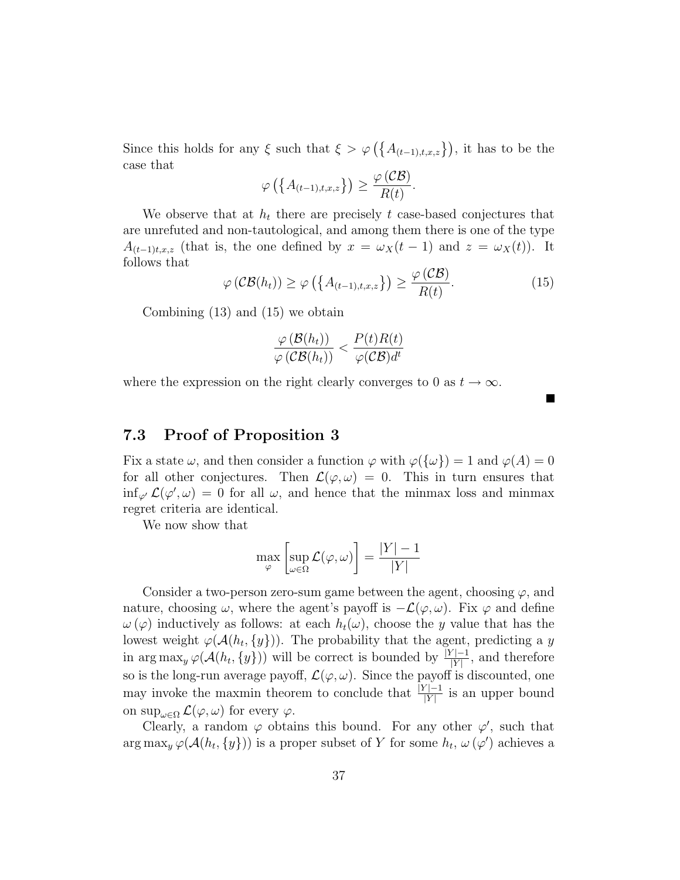Since this holds for any $\xi$ such that $\xi > \varphi\left(\left\{A_{(t-1),t,x,z}\right\}\right)$, it has to be the case that

$$\varphi\left(\left\{A_{(t-1),t,x,z}\right\}\right) \geq \frac{\varphi\left(\mathcal{CB}\right)}{R(t)}.$$

We observe that at $h_t$ there are precisely $t$ case-based conjectures that are unrefuted and non-tautological, and among them there is one of the type $A_{(t-1)t,x,z}$ (that is, the one defined by $x = \omega_X(t-1)$ and $z = \omega_X(t)$). It follows that

$$\varphi\left(\mathcal{CB}(h_t)\right) \geq \varphi\left(\left\{A_{(t-1),t,x,z}\right\}\right) \geq \frac{\varphi\left(\mathcal{CB}\right)}{R(t)}. \tag{15}$$

Combining (13) and (15) we obtain

$$\frac{\varphi\left(\mathcal{B}(h_t)\right)}{\varphi\left(\mathcal{CB}(h_t)\right)} < \frac{P(t)R(t)}{\varphi(\mathcal{CB})d^t}$$

where the expression on the right clearly converges to 0 as $t \to \infty$.

■

### 7.3 Proof of Proposition 3

Fix a state $\omega$, and then consider a function $\varphi$ with $\varphi(\{\omega\}) = 1$ and $\varphi(A) = 0$ for all other conjectures. Then $\mathcal{L}(\varphi, \omega) = 0$. This in turn ensures that $\inf_{\varphi'} \mathcal{L}(\varphi', \omega) = 0$ for all $\omega$, and hence that the minmax loss and minmax regret criteria are identical.

We now show that

$$\max_{\varphi}\left[\sup_{\omega\in\Omega} \mathcal{L}(\varphi, \omega)\right] = \frac{|Y|-1}{|Y|}$$

Consider a two-person zero-sum game between the agent, choosing $\varphi$, and nature, choosing $\omega$, where the agent's payoff is $-\mathcal{L}(\varphi, \omega)$. Fix $\varphi$ and define $\omega\left(\varphi\right)$ inductively as follows: at each $h_t(\omega)$, choose the $y$ value that has the lowest weight $\varphi(\mathcal{A}(h_t, \{y\}))$. The probability that the agent, predicting a $y$ in $\arg\max_y \varphi(\mathcal{A}(h_t, \{y\}))$ will be correct is bounded by $\frac{|Y|-1}{|Y|}$, and therefore so is the long-run average payoff, $\mathcal{L}(\varphi, \omega)$. Since the payoff is discounted, one may invoke the maxmin theorem to conclude that $\frac{|Y|-1}{|Y|}$ is an upper bound on $\sup_{\omega\in\Omega} \mathcal{L}(\varphi, \omega)$ for every $\varphi$.

Clearly, a random $\varphi$ obtains this bound. For any other $\varphi'$, such that $\arg\max_y \varphi(\mathcal{A}(h_t, \{y\}))$ is a proper subset of $Y$ for some $h_t$, $\omega\left(\varphi'\right)$ achieves a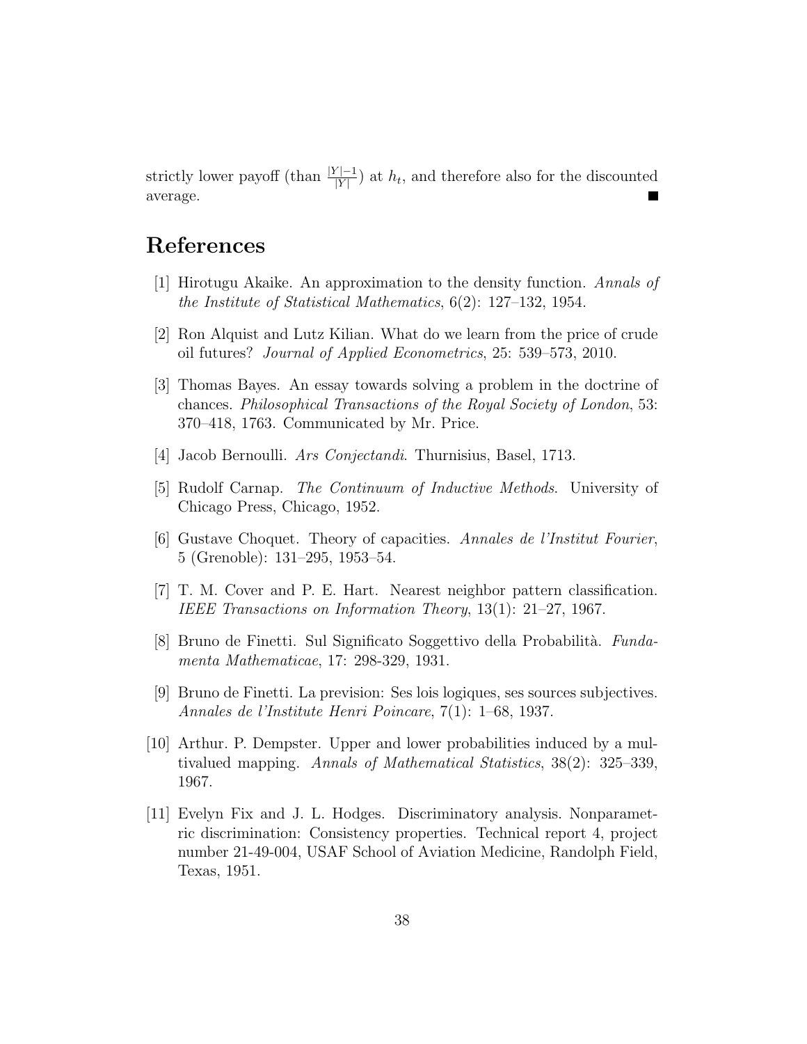strictly lower payoff (than $\frac{|Y|-1}{|Y|}$) at $h_t$, and therefore also for the discounted average. ■

# References

[1] Hirotugu Akaike. An approximation to the density function. *Annals of the Institute of Statistical Mathematics*, 6(2): 127–132, 1954.

[2] Ron Alquist and Lutz Kilian. What do we learn from the price of crude oil futures? *Journal of Applied Econometrics*, 25: 539–573, 2010.

[3] Thomas Bayes. An essay towards solving a problem in the doctrine of chances. *Philosophical Transactions of the Royal Society of London*, 53: 370–418, 1763. Communicated by Mr. Price.

[4] Jacob Bernoulli. *Ars Conjectandi*. Thurnisius, Basel, 1713.

[5] Rudolf Carnap. *The Continuum of Inductive Methods*. University of Chicago Press, Chicago, 1952.

[6] Gustave Choquet. Theory of capacities. *Annales de l'Institut Fourier*, 5 (Grenoble): 131–295, 1953–54.

[7] T. M. Cover and P. E. Hart. Nearest neighbor pattern classification. *IEEE Transactions on Information Theory*, 13(1): 21–27, 1967.

[8] Bruno de Finetti. Sul Significato Soggettivo della Probabilità. *Fundamenta Mathematicae*, 17: 298-329, 1931.

[9] Bruno de Finetti. La prevision: Ses lois logiques, ses sources subjectives. *Annales de l'Institute Henri Poincare*, 7(1): 1–68, 1937.

[10] Arthur. P. Dempster. Upper and lower probabilities induced by a multivalued mapping. *Annals of Mathematical Statistics*, 38(2): 325–339, 1967.

[11] Evelyn Fix and J. L. Hodges. Discriminatory analysis. Nonparametric discrimination: Consistency properties. Technical report 4, project number 21-49-004, USAF School of Aviation Medicine, Randolph Field, Texas, 1951.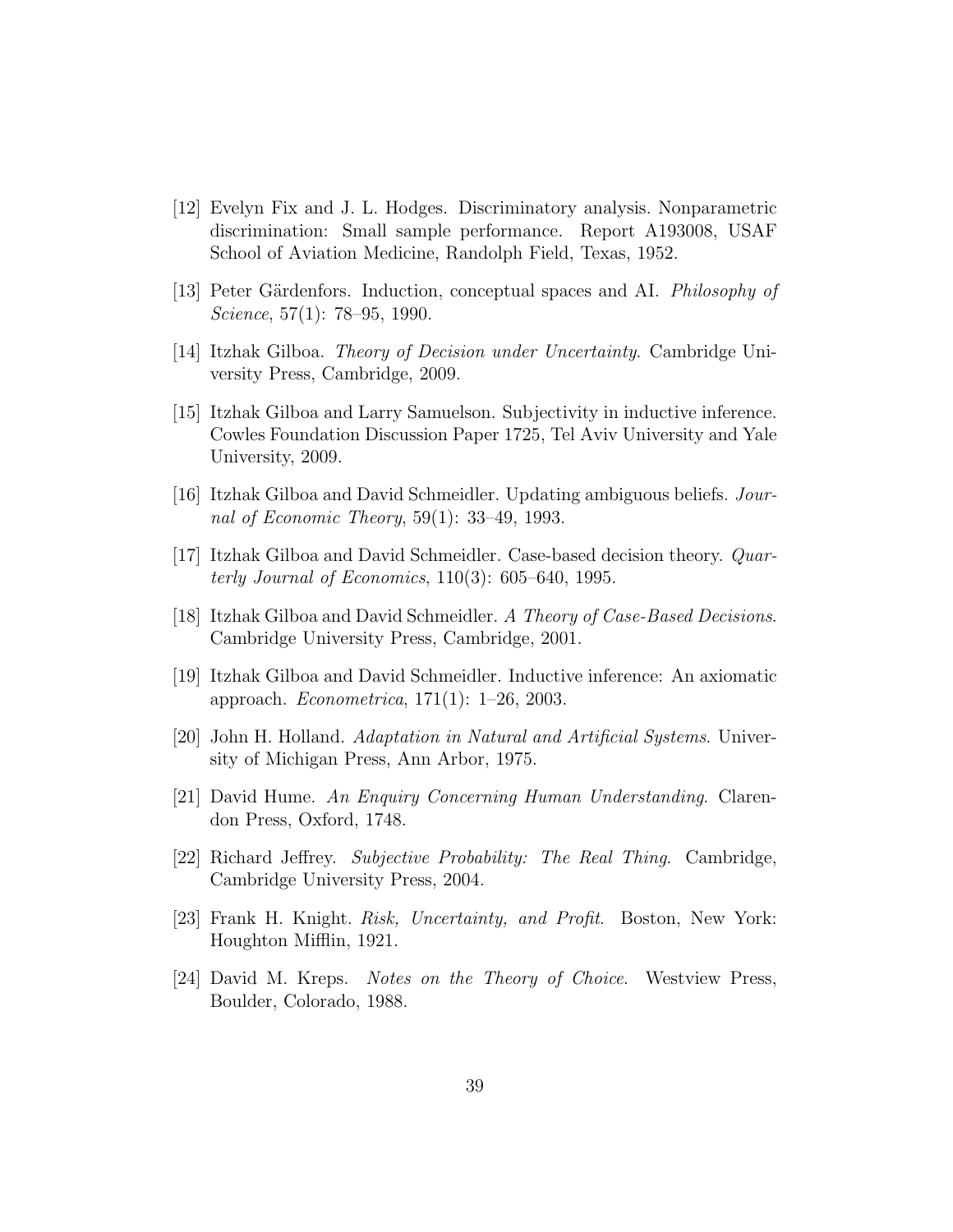[12] Evelyn Fix and J. L. Hodges. Discriminatory analysis. Nonparametric discrimination: Small sample performance. Report A193008, USAF School of Aviation Medicine, Randolph Field, Texas, 1952.

[13] Peter Gärdenfors. Induction, conceptual spaces and AI. *Philosophy of Science*, 57(1): 78–95, 1990.

[14] Itzhak Gilboa. *Theory of Decision under Uncertainty*. Cambridge University Press, Cambridge, 2009.

[15] Itzhak Gilboa and Larry Samuelson. Subjectivity in inductive inference. Cowles Foundation Discussion Paper 1725, Tel Aviv University and Yale University, 2009.

[16] Itzhak Gilboa and David Schmeidler. Updating ambiguous beliefs. *Journal of Economic Theory*, 59(1): 33–49, 1993.

[17] Itzhak Gilboa and David Schmeidler. Case-based decision theory. *Quarterly Journal of Economics*, 110(3): 605–640, 1995.

[18] Itzhak Gilboa and David Schmeidler. *A Theory of Case-Based Decisions*. Cambridge University Press, Cambridge, 2001.

[19] Itzhak Gilboa and David Schmeidler. Inductive inference: An axiomatic approach. *Econometrica*, 171(1): 1–26, 2003.

[20] John H. Holland. *Adaptation in Natural and Artificial Systems*. University of Michigan Press, Ann Arbor, 1975.

[21] David Hume. *An Enquiry Concerning Human Understanding*. Clarendon Press, Oxford, 1748.

[22] Richard Jeffrey. *Subjective Probability: The Real Thing*. Cambridge, Cambridge University Press, 2004.

[23] Frank H. Knight. *Risk, Uncertainty, and Profit*. Boston, New York: Houghton Mifflin, 1921.

[24] David M. Kreps. *Notes on the Theory of Choice*. Westview Press, Boulder, Colorado, 1988.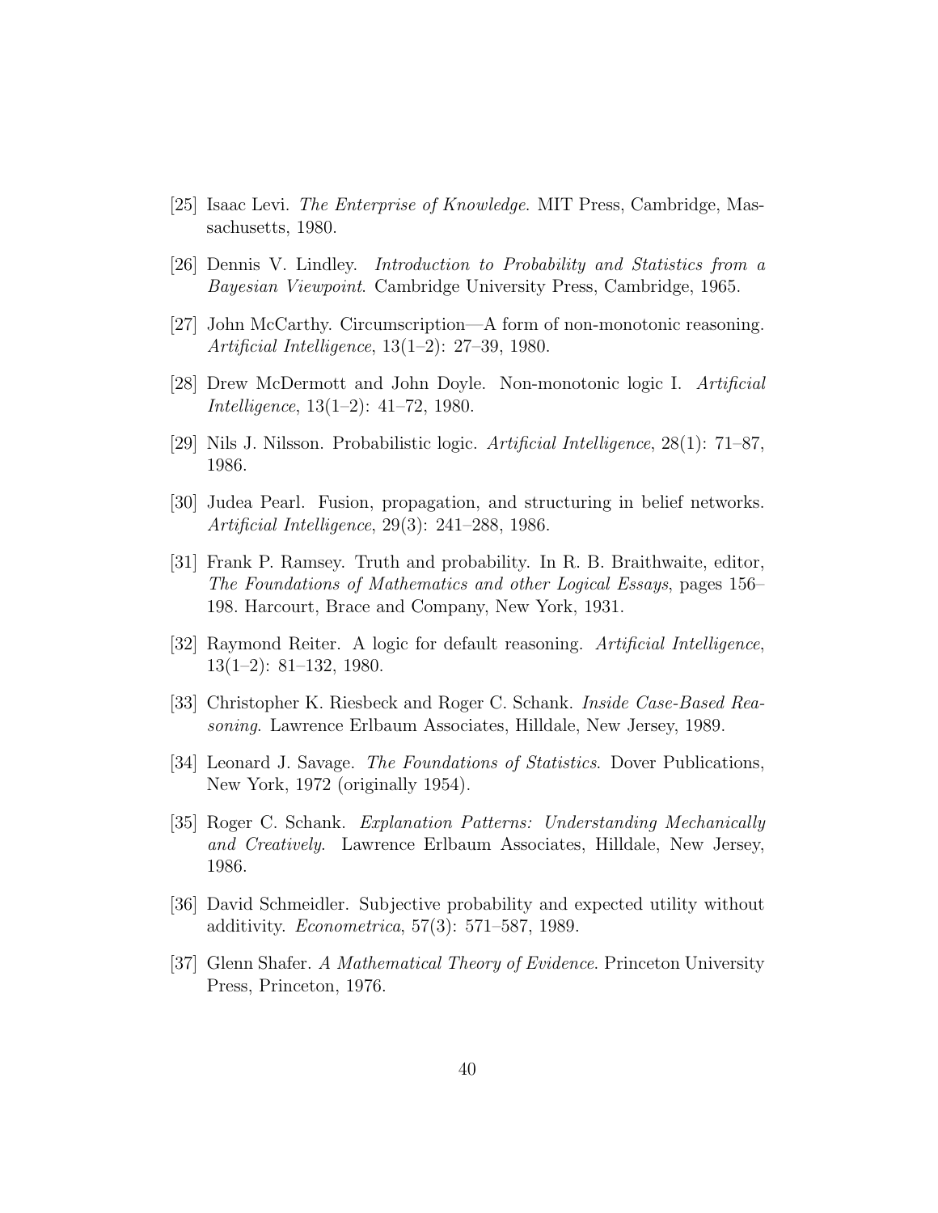[25] Isaac Levi. *The Enterprise of Knowledge*. MIT Press, Cambridge, Massachusetts, 1980.

[26] Dennis V. Lindley. *Introduction to Probability and Statistics from a Bayesian Viewpoint*. Cambridge University Press, Cambridge, 1965.

[27] John McCarthy. Circumscription—A form of non-monotonic reasoning. *Artificial Intelligence*, 13(1–2): 27–39, 1980.

[28] Drew McDermott and John Doyle. Non-monotonic logic I. *Artificial Intelligence*, 13(1–2): 41–72, 1980.

[29] Nils J. Nilsson. Probabilistic logic. *Artificial Intelligence*, 28(1): 71–87, 1986.

[30] Judea Pearl. Fusion, propagation, and structuring in belief networks. *Artificial Intelligence*, 29(3): 241–288, 1986.

[31] Frank P. Ramsey. Truth and probability. In R. B. Braithwaite, editor, *The Foundations of Mathematics and other Logical Essays*, pages 156–198. Harcourt, Brace and Company, New York, 1931.

[32] Raymond Reiter. A logic for default reasoning. *Artificial Intelligence*, 13(1–2): 81–132, 1980.

[33] Christopher K. Riesbeck and Roger C. Schank. *Inside Case-Based Reasoning*. Lawrence Erlbaum Associates, Hilldale, New Jersey, 1989.

[34] Leonard J. Savage. *The Foundations of Statistics*. Dover Publications, New York, 1972 (originally 1954).

[35] Roger C. Schank. *Explanation Patterns: Understanding Mechanically and Creatively*. Lawrence Erlbaum Associates, Hilldale, New Jersey, 1986.

[36] David Schmeidler. Subjective probability and expected utility without additivity. *Econometrica*, 57(3): 571–587, 1989.

[37] Glenn Shafer. *A Mathematical Theory of Evidence*. Princeton University Press, Princeton, 1976.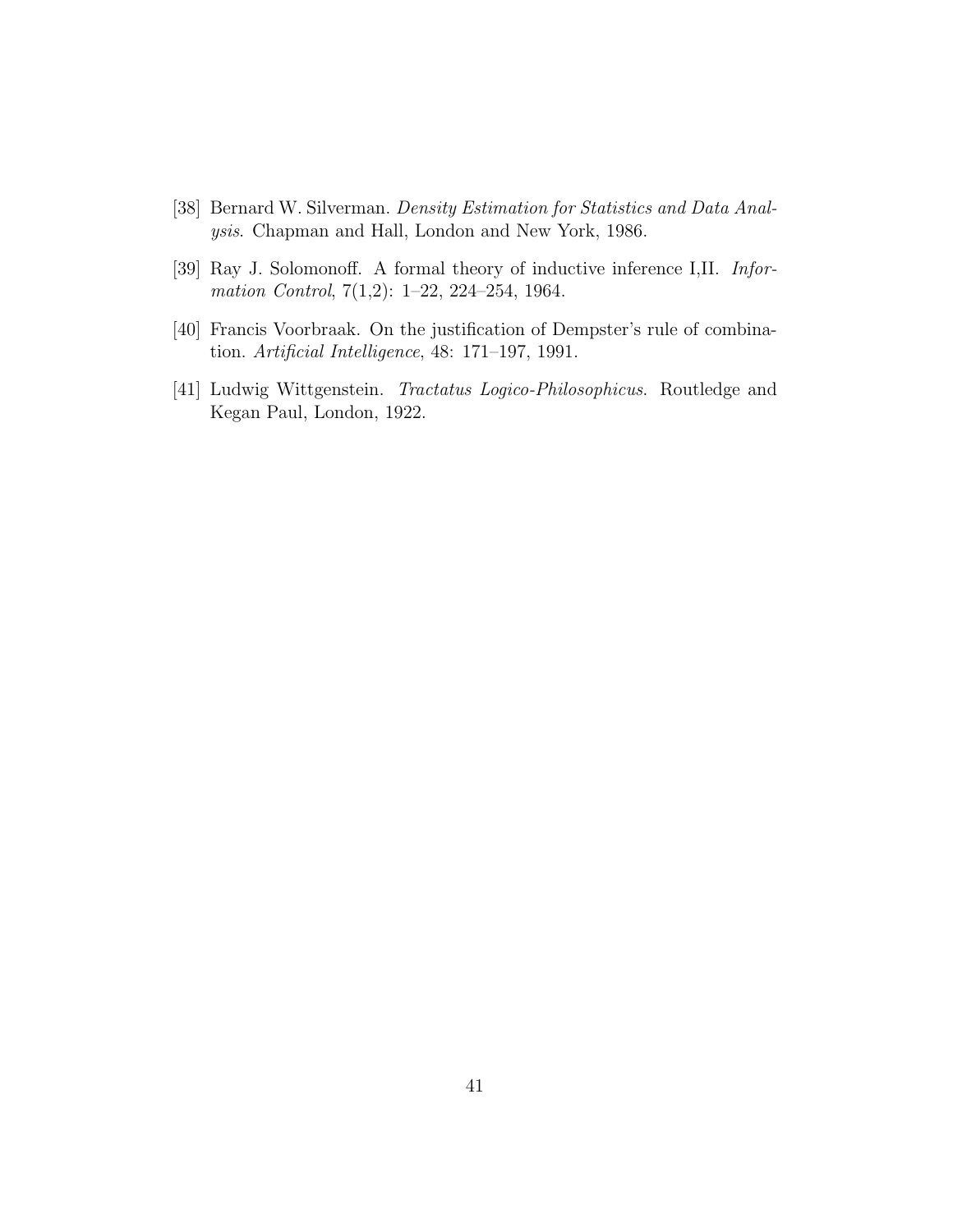[38] Bernard W. Silverman. *Density Estimation for Statistics and Data Analysis*. Chapman and Hall, London and New York, 1986.

[39] Ray J. Solomonoff. A formal theory of inductive inference I,II. *Information Control*, 7(1,2): 1–22, 224–254, 1964.

[40] Francis Voorbraak. On the justification of Dempster's rule of combination. *Artificial Intelligence*, 48: 171–197, 1991.

[41] Ludwig Wittgenstein. *Tractatus Logico-Philosophicus*. Routledge and Kegan Paul, London, 1922.